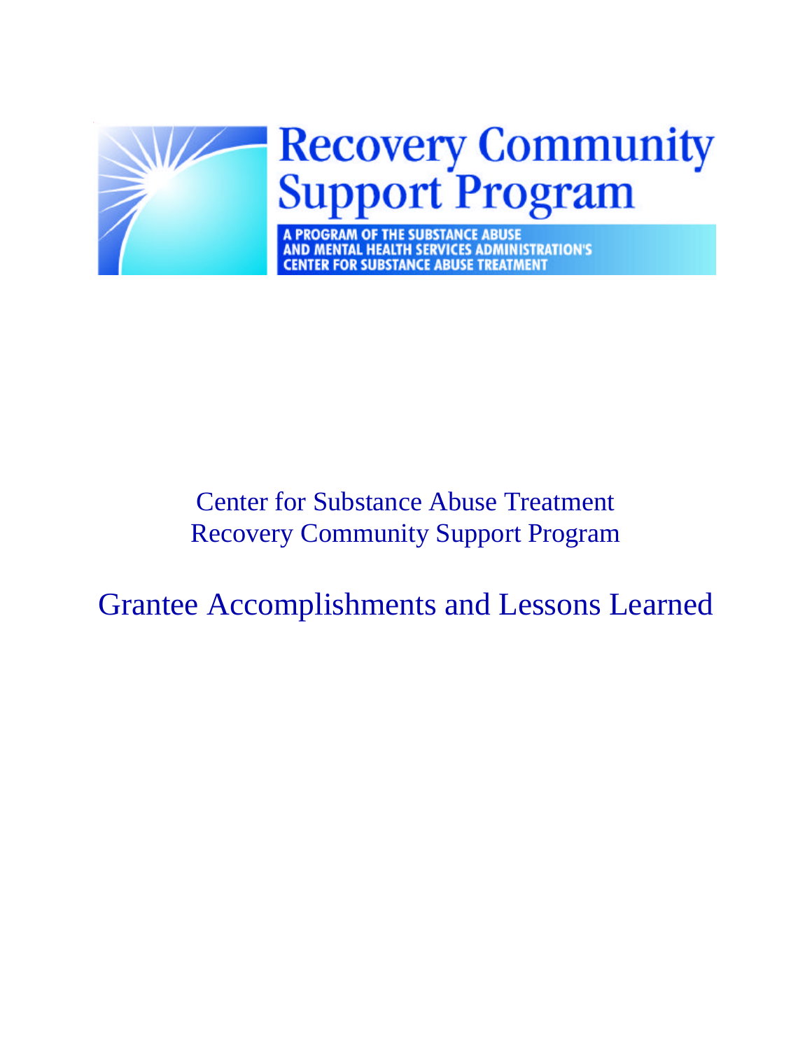# Recovery Community Support Program

A PROGRAM OF THE SUBSTANCE ABUSE AND MENTAL HEALTH SERVICES ADMINISTRATION'S CENTER FOR SUBSTANCE ABUSE TREATMENT

Center for Substance Abuse Treatment
Recovery Community Support Program

## Grantee Accomplishments and Lessons Learned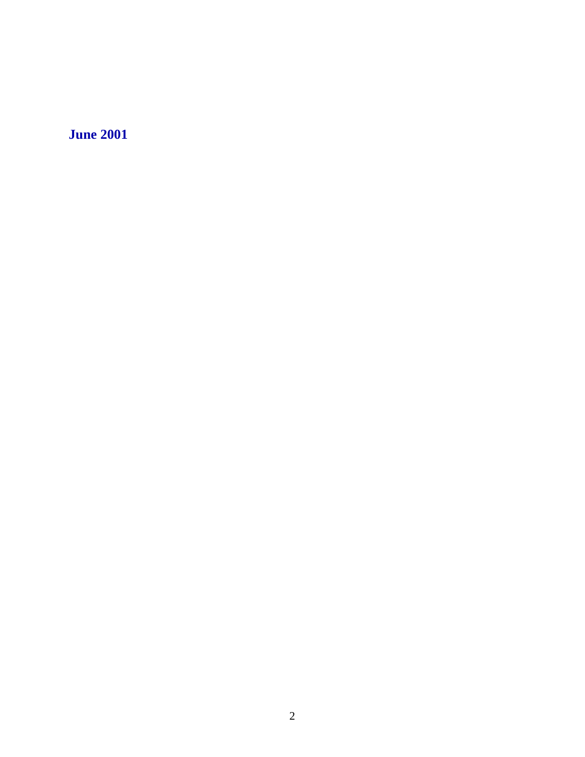**June 2001**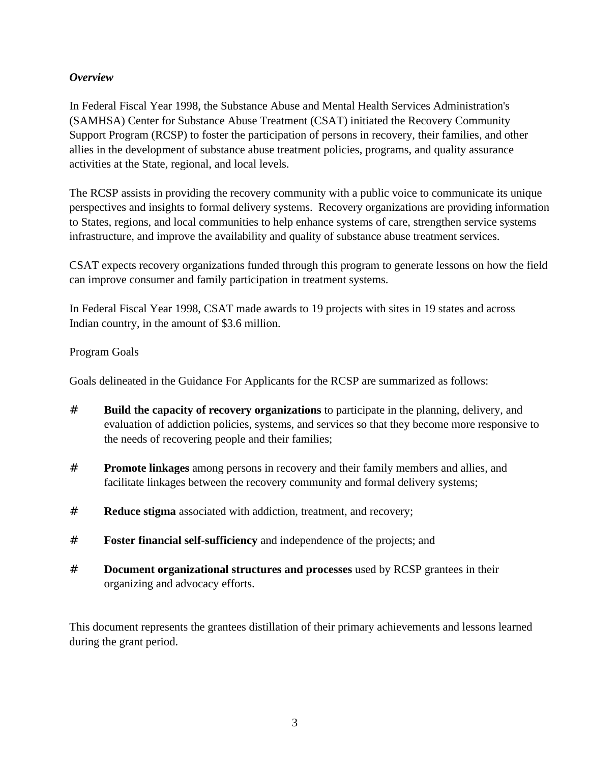***Overview***

In Federal Fiscal Year 1998, the Substance Abuse and Mental Health Services Administration's (SAMHSA) Center for Substance Abuse Treatment (CSAT) initiated the Recovery Community Support Program (RCSP) to foster the participation of persons in recovery, their families, and other allies in the development of substance abuse treatment policies, programs, and quality assurance activities at the State, regional, and local levels.

The RCSP assists in providing the recovery community with a public voice to communicate its unique perspectives and insights to formal delivery systems. Recovery organizations are providing information to States, regions, and local communities to help enhance systems of care, strengthen service systems infrastructure, and improve the availability and quality of substance abuse treatment services.

CSAT expects recovery organizations funded through this program to generate lessons on how the field can improve consumer and family participation in treatment systems.

In Federal Fiscal Year 1998, CSAT made awards to 19 projects with sites in 19 states and across Indian country, in the amount of $3.6 million.

Program Goals

Goals delineated in the Guidance For Applicants for the RCSP are summarized as follows:

- **Build the capacity of recovery organizations** to participate in the planning, delivery, and evaluation of addiction policies, systems, and services so that they become more responsive to the needs of recovering people and their families;
- **Promote linkages** among persons in recovery and their family members and allies, and facilitate linkages between the recovery community and formal delivery systems;
- **Reduce stigma** associated with addiction, treatment, and recovery;
- **Foster financial self-sufficiency** and independence of the projects; and
- **Document organizational structures and processes** used by RCSP grantees in their organizing and advocacy efforts.

This document represents the grantees distillation of their primary achievements and lessons learned during the grant period.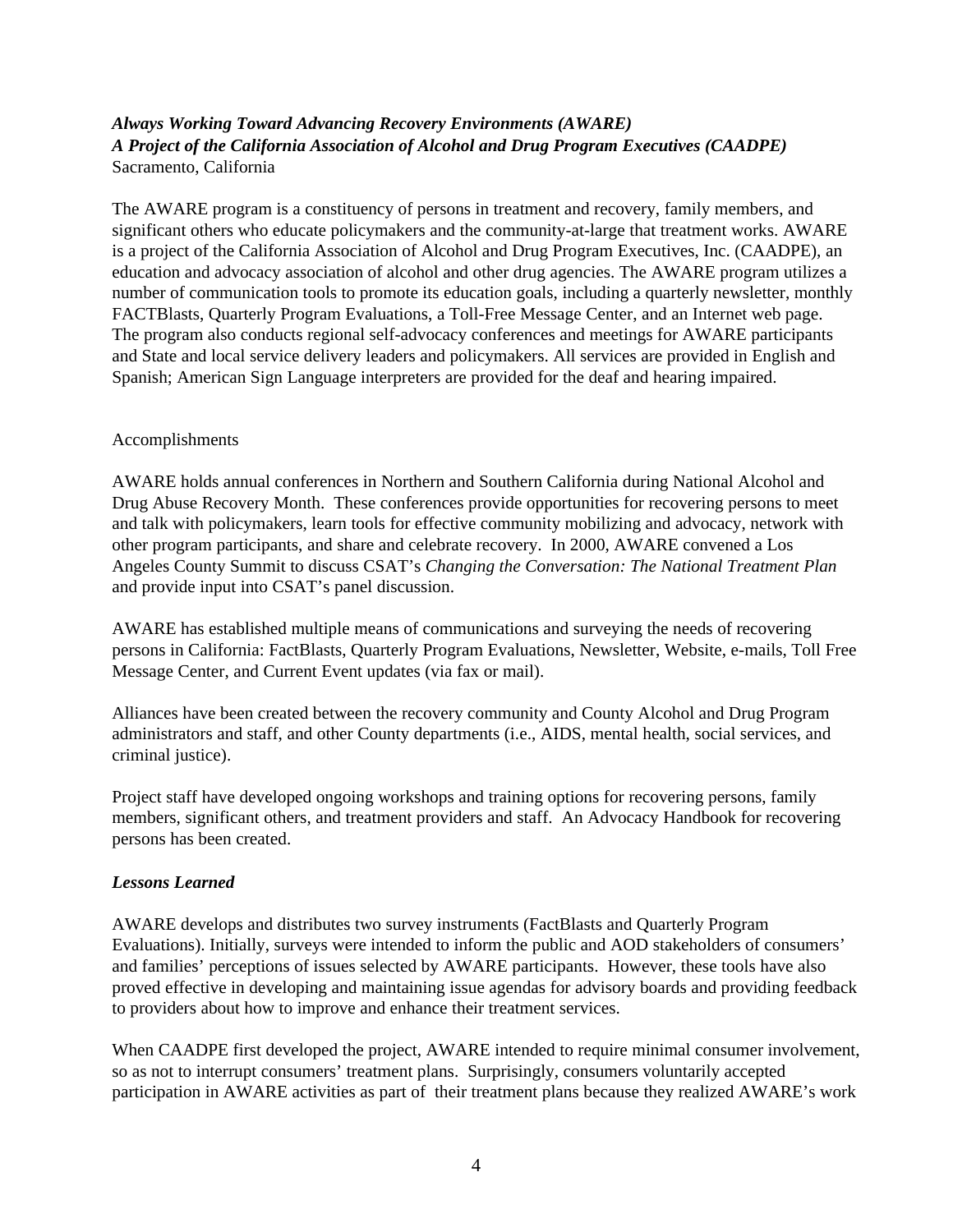***Always Working Toward Advancing Recovery Environments (AWARE)***
***A Project of the California Association of Alcohol and Drug Program Executives (CAADPE)***
Sacramento, California

The AWARE program is a constituency of persons in treatment and recovery, family members, and significant others who educate policymakers and the community-at-large that treatment works. AWARE is a project of the California Association of Alcohol and Drug Program Executives, Inc. (CAADPE), an education and advocacy association of alcohol and other drug agencies. The AWARE program utilizes a number of communication tools to promote its education goals, including a quarterly newsletter, monthly FACTBlasts, Quarterly Program Evaluations, a Toll-Free Message Center, and an Internet web page. The program also conducts regional self-advocacy conferences and meetings for AWARE participants and State and local service delivery leaders and policymakers. All services are provided in English and Spanish; American Sign Language interpreters are provided for the deaf and hearing impaired.

Accomplishments

AWARE holds annual conferences in Northern and Southern California during National Alcohol and Drug Abuse Recovery Month. These conferences provide opportunities for recovering persons to meet and talk with policymakers, learn tools for effective community mobilizing and advocacy, network with other program participants, and share and celebrate recovery. In 2000, AWARE convened a Los Angeles County Summit to discuss CSAT's *Changing the Conversation: The National Treatment Plan* and provide input into CSAT's panel discussion.

AWARE has established multiple means of communications and surveying the needs of recovering persons in California: FactBlasts, Quarterly Program Evaluations, Newsletter, Website, e-mails, Toll Free Message Center, and Current Event updates (via fax or mail).

Alliances have been created between the recovery community and County Alcohol and Drug Program administrators and staff, and other County departments (i.e., AIDS, mental health, social services, and criminal justice).

Project staff have developed ongoing workshops and training options for recovering persons, family members, significant others, and treatment providers and staff. An Advocacy Handbook for recovering persons has been created.

***Lessons Learned***

AWARE develops and distributes two survey instruments (FactBlasts and Quarterly Program Evaluations). Initially, surveys were intended to inform the public and AOD stakeholders of consumers' and families' perceptions of issues selected by AWARE participants. However, these tools have also proved effective in developing and maintaining issue agendas for advisory boards and providing feedback to providers about how to improve and enhance their treatment services.

When CAADPE first developed the project, AWARE intended to require minimal consumer involvement, so as not to interrupt consumers' treatment plans. Surprisingly, consumers voluntarily accepted participation in AWARE activities as part of their treatment plans because they realized AWARE's work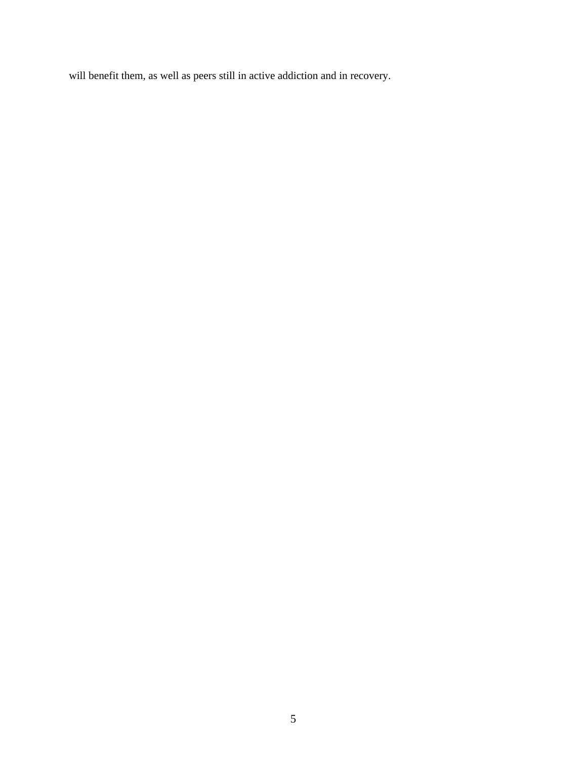will benefit them, as well as peers still in active addiction and in recovery.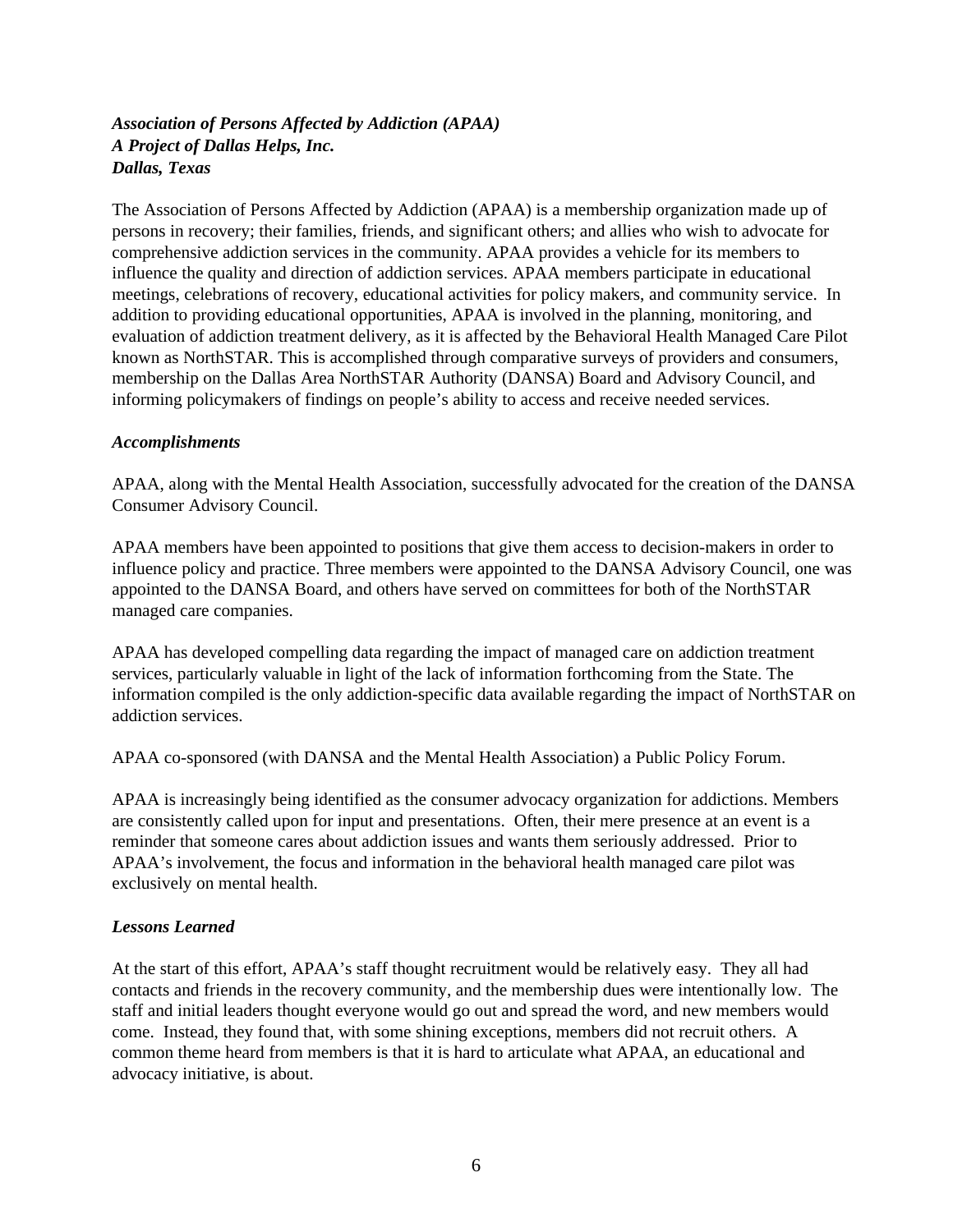***Association of Persons Affected by Addiction (APAA)***
***A Project of Dallas Helps, Inc.***
***Dallas, Texas***

The Association of Persons Affected by Addiction (APAA) is a membership organization made up of persons in recovery; their families, friends, and significant others; and allies who wish to advocate for comprehensive addiction services in the community. APAA provides a vehicle for its members to influence the quality and direction of addiction services. APAA members participate in educational meetings, celebrations of recovery, educational activities for policy makers, and community service. In addition to providing educational opportunities, APAA is involved in the planning, monitoring, and evaluation of addiction treatment delivery, as it is affected by the Behavioral Health Managed Care Pilot known as NorthSTAR. This is accomplished through comparative surveys of providers and consumers, membership on the Dallas Area NorthSTAR Authority (DANSA) Board and Advisory Council, and informing policymakers of findings on people's ability to access and receive needed services.

***Accomplishments***

APAA, along with the Mental Health Association, successfully advocated for the creation of the DANSA Consumer Advisory Council.

APAA members have been appointed to positions that give them access to decision-makers in order to influence policy and practice. Three members were appointed to the DANSA Advisory Council, one was appointed to the DANSA Board, and others have served on committees for both of the NorthSTAR managed care companies.

APAA has developed compelling data regarding the impact of managed care on addiction treatment services, particularly valuable in light of the lack of information forthcoming from the State. The information compiled is the only addiction-specific data available regarding the impact of NorthSTAR on addiction services.

APAA co-sponsored (with DANSA and the Mental Health Association) a Public Policy Forum.

APAA is increasingly being identified as the consumer advocacy organization for addictions. Members are consistently called upon for input and presentations. Often, their mere presence at an event is a reminder that someone cares about addiction issues and wants them seriously addressed. Prior to APAA's involvement, the focus and information in the behavioral health managed care pilot was exclusively on mental health.

***Lessons Learned***

At the start of this effort, APAA's staff thought recruitment would be relatively easy. They all had contacts and friends in the recovery community, and the membership dues were intentionally low. The staff and initial leaders thought everyone would go out and spread the word, and new members would come. Instead, they found that, with some shining exceptions, members did not recruit others. A common theme heard from members is that it is hard to articulate what APAA, an educational and advocacy initiative, is about.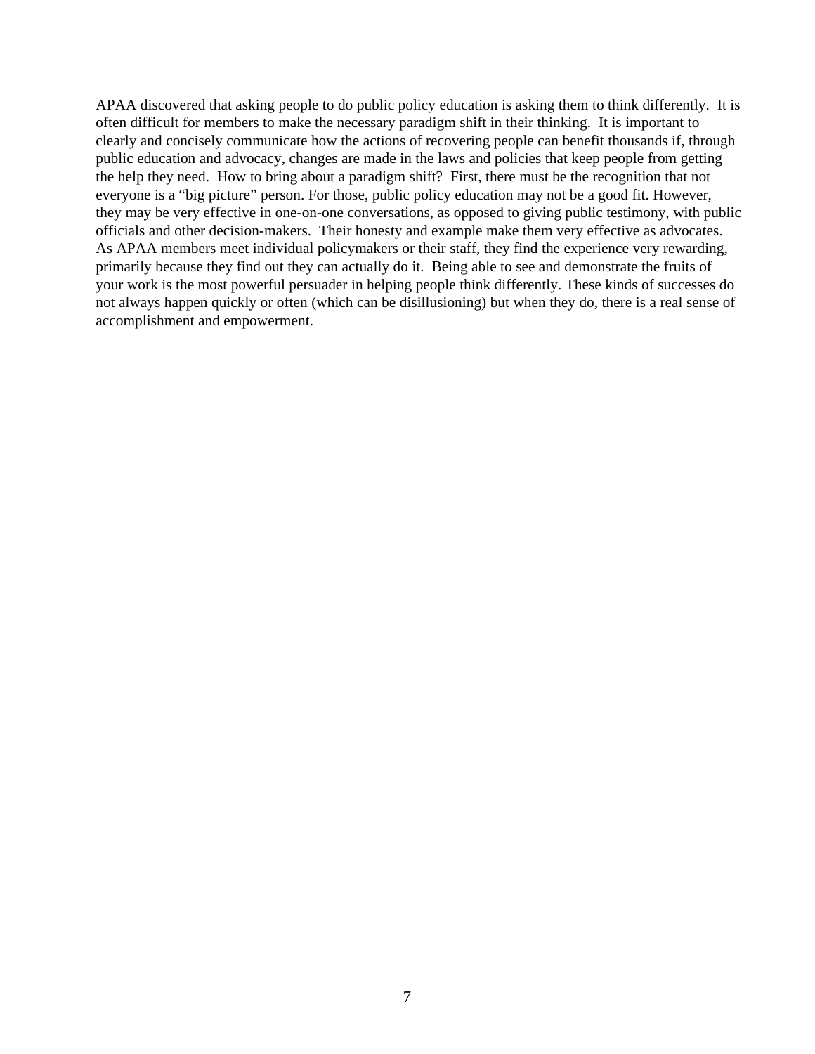APAA discovered that asking people to do public policy education is asking them to think differently. It is often difficult for members to make the necessary paradigm shift in their thinking. It is important to clearly and concisely communicate how the actions of recovering people can benefit thousands if, through public education and advocacy, changes are made in the laws and policies that keep people from getting the help they need. How to bring about a paradigm shift? First, there must be the recognition that not everyone is a "big picture" person. For those, public policy education may not be a good fit. However, they may be very effective in one-on-one conversations, as opposed to giving public testimony, with public officials and other decision-makers. Their honesty and example make them very effective as advocates. As APAA members meet individual policymakers or their staff, they find the experience very rewarding, primarily because they find out they can actually do it. Being able to see and demonstrate the fruits of your work is the most powerful persuader in helping people think differently. These kinds of successes do not always happen quickly or often (which can be disillusioning) but when they do, there is a real sense of accomplishment and empowerment.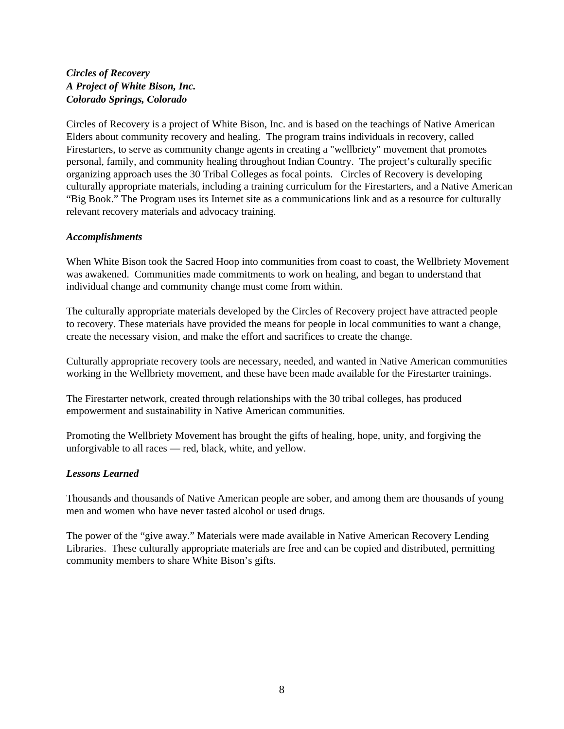***Circles of Recovery***
***A Project of White Bison, Inc.***
***Colorado Springs, Colorado***

Circles of Recovery is a project of White Bison, Inc. and is based on the teachings of Native American Elders about community recovery and healing. The program trains individuals in recovery, called Firestarters, to serve as community change agents in creating a "wellbriety" movement that promotes personal, family, and community healing throughout Indian Country. The project's culturally specific organizing approach uses the 30 Tribal Colleges as focal points. Circles of Recovery is developing culturally appropriate materials, including a training curriculum for the Firestarters, and a Native American "Big Book." The Program uses its Internet site as a communications link and as a resource for culturally relevant recovery materials and advocacy training.

***Accomplishments***

When White Bison took the Sacred Hoop into communities from coast to coast, the Wellbriety Movement was awakened. Communities made commitments to work on healing, and began to understand that individual change and community change must come from within.

The culturally appropriate materials developed by the Circles of Recovery project have attracted people to recovery. These materials have provided the means for people in local communities to want a change, create the necessary vision, and make the effort and sacrifices to create the change.

Culturally appropriate recovery tools are necessary, needed, and wanted in Native American communities working in the Wellbriety movement, and these have been made available for the Firestarter trainings.

The Firestarter network, created through relationships with the 30 tribal colleges, has produced empowerment and sustainability in Native American communities.

Promoting the Wellbriety Movement has brought the gifts of healing, hope, unity, and forgiving the unforgivable to all races — red, black, white, and yellow.

***Lessons Learned***

Thousands and thousands of Native American people are sober, and among them are thousands of young men and women who have never tasted alcohol or used drugs.

The power of the "give away." Materials were made available in Native American Recovery Lending Libraries. These culturally appropriate materials are free and can be copied and distributed, permitting community members to share White Bison's gifts.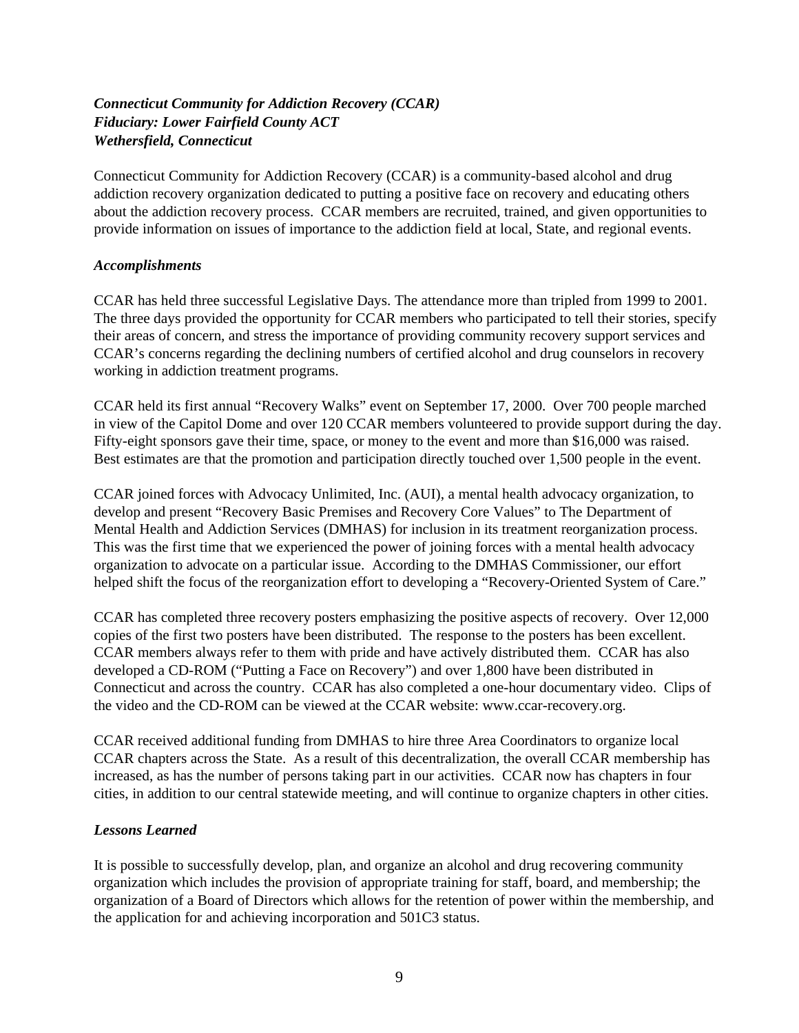***Connecticut Community for Addiction Recovery (CCAR)***
***Fiduciary: Lower Fairfield County ACT***
***Wethersfield, Connecticut***

Connecticut Community for Addiction Recovery (CCAR) is a community-based alcohol and drug addiction recovery organization dedicated to putting a positive face on recovery and educating others about the addiction recovery process. CCAR members are recruited, trained, and given opportunities to provide information on issues of importance to the addiction field at local, State, and regional events.

*Accomplishments*

CCAR has held three successful Legislative Days. The attendance more than tripled from 1999 to 2001. The three days provided the opportunity for CCAR members who participated to tell their stories, specify their areas of concern, and stress the importance of providing community recovery support services and CCAR's concerns regarding the declining numbers of certified alcohol and drug counselors in recovery working in addiction treatment programs.

CCAR held its first annual "Recovery Walks" event on September 17, 2000. Over 700 people marched in view of the Capitol Dome and over 120 CCAR members volunteered to provide support during the day. Fifty-eight sponsors gave their time, space, or money to the event and more than $16,000 was raised. Best estimates are that the promotion and participation directly touched over 1,500 people in the event.

CCAR joined forces with Advocacy Unlimited, Inc. (AUI), a mental health advocacy organization, to develop and present "Recovery Basic Premises and Recovery Core Values" to The Department of Mental Health and Addiction Services (DMHAS) for inclusion in its treatment reorganization process. This was the first time that we experienced the power of joining forces with a mental health advocacy organization to advocate on a particular issue. According to the DMHAS Commissioner, our effort helped shift the focus of the reorganization effort to developing a "Recovery-Oriented System of Care."

CCAR has completed three recovery posters emphasizing the positive aspects of recovery. Over 12,000 copies of the first two posters have been distributed. The response to the posters has been excellent. CCAR members always refer to them with pride and have actively distributed them. CCAR has also developed a CD-ROM ("Putting a Face on Recovery") and over 1,800 have been distributed in Connecticut and across the country. CCAR has also completed a one-hour documentary video. Clips of the video and the CD-ROM can be viewed at the CCAR website: www.ccar-recovery.org.

CCAR received additional funding from DMHAS to hire three Area Coordinators to organize local CCAR chapters across the State. As a result of this decentralization, the overall CCAR membership has increased, as has the number of persons taking part in our activities. CCAR now has chapters in four cities, in addition to our central statewide meeting, and will continue to organize chapters in other cities.

*Lessons Learned*

It is possible to successfully develop, plan, and organize an alcohol and drug recovering community organization which includes the provision of appropriate training for staff, board, and membership; the organization of a Board of Directors which allows for the retention of power within the membership, and the application for and achieving incorporation and 501C3 status.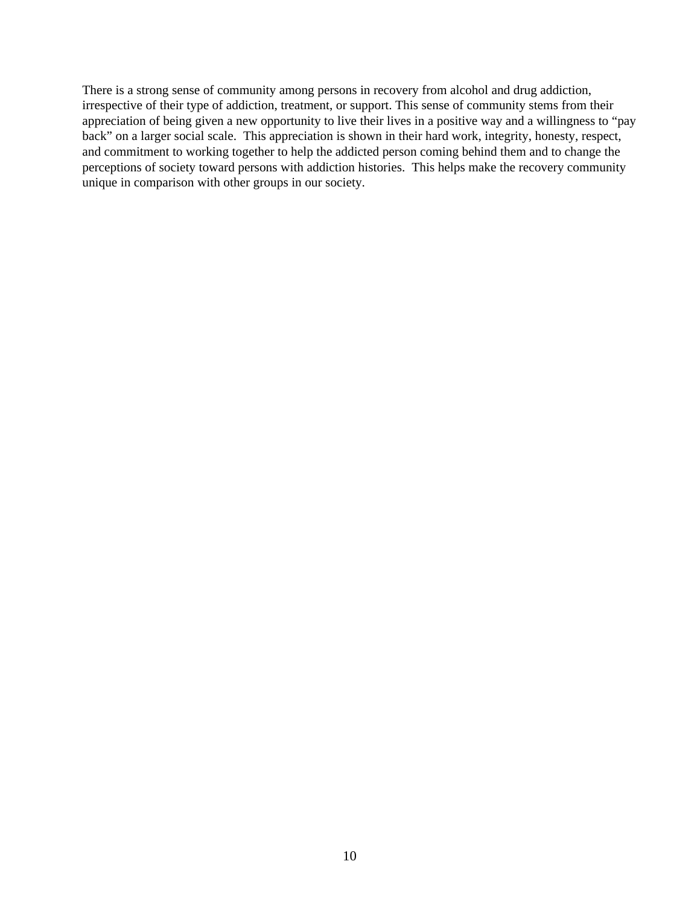There is a strong sense of community among persons in recovery from alcohol and drug addiction, irrespective of their type of addiction, treatment, or support. This sense of community stems from their appreciation of being given a new opportunity to live their lives in a positive way and a willingness to "pay back" on a larger social scale. This appreciation is shown in their hard work, integrity, honesty, respect, and commitment to working together to help the addicted person coming behind them and to change the perceptions of society toward persons with addiction histories. This helps make the recovery community unique in comparison with other groups in our society.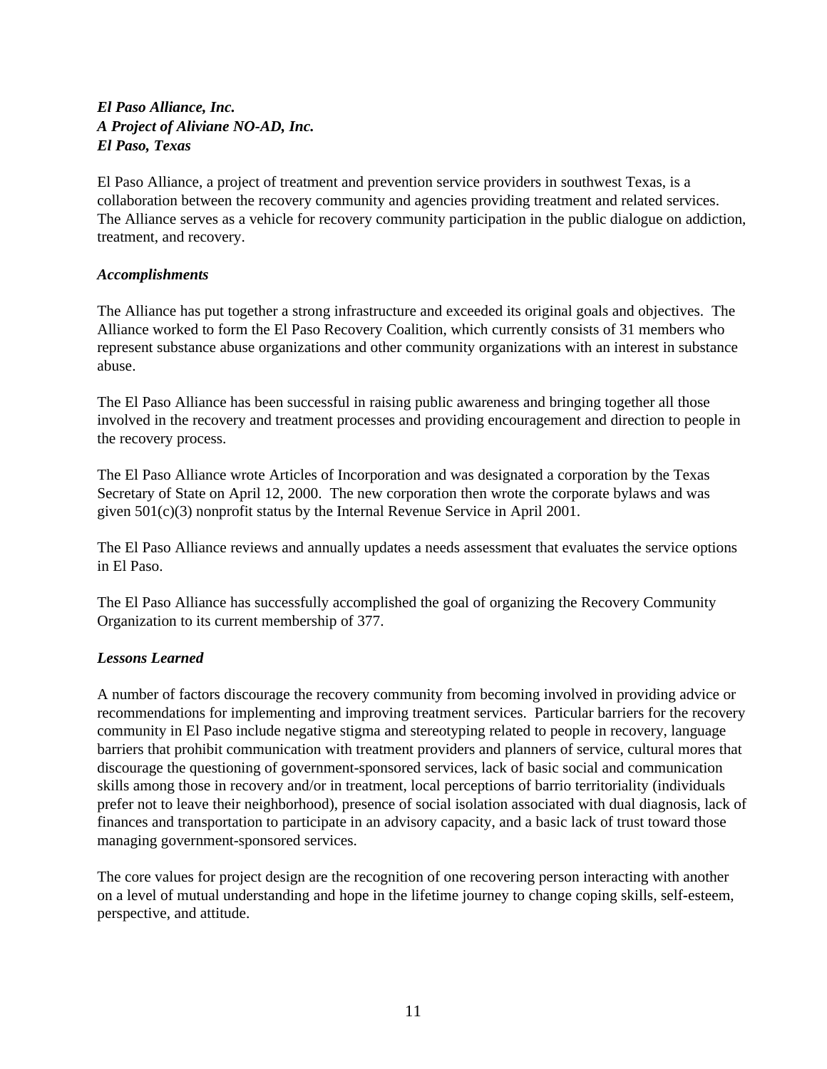### *El Paso Alliance, Inc.*
### *A Project of Aliviane NO-AD, Inc.*
### *El Paso, Texas*

El Paso Alliance, a project of treatment and prevention service providers in southwest Texas, is a collaboration between the recovery community and agencies providing treatment and related services. The Alliance serves as a vehicle for recovery community participation in the public dialogue on addiction, treatment, and recovery.

#### *Accomplishments*

The Alliance has put together a strong infrastructure and exceeded its original goals and objectives. The Alliance worked to form the El Paso Recovery Coalition, which currently consists of 31 members who represent substance abuse organizations and other community organizations with an interest in substance abuse.

The El Paso Alliance has been successful in raising public awareness and bringing together all those involved in the recovery and treatment processes and providing encouragement and direction to people in the recovery process.

The El Paso Alliance wrote Articles of Incorporation and was designated a corporation by the Texas Secretary of State on April 12, 2000. The new corporation then wrote the corporate bylaws and was given 501(c)(3) nonprofit status by the Internal Revenue Service in April 2001.

The El Paso Alliance reviews and annually updates a needs assessment that evaluates the service options in El Paso.

The El Paso Alliance has successfully accomplished the goal of organizing the Recovery Community Organization to its current membership of 377.

#### *Lessons Learned*

A number of factors discourage the recovery community from becoming involved in providing advice or recommendations for implementing and improving treatment services. Particular barriers for the recovery community in El Paso include negative stigma and stereotyping related to people in recovery, language barriers that prohibit communication with treatment providers and planners of service, cultural mores that discourage the questioning of government-sponsored services, lack of basic social and communication skills among those in recovery and/or in treatment, local perceptions of barrio territoriality (individuals prefer not to leave their neighborhood), presence of social isolation associated with dual diagnosis, lack of finances and transportation to participate in an advisory capacity, and a basic lack of trust toward those managing government-sponsored services.

The core values for project design are the recognition of one recovering person interacting with another on a level of mutual understanding and hope in the lifetime journey to change coping skills, self-esteem, perspective, and attitude.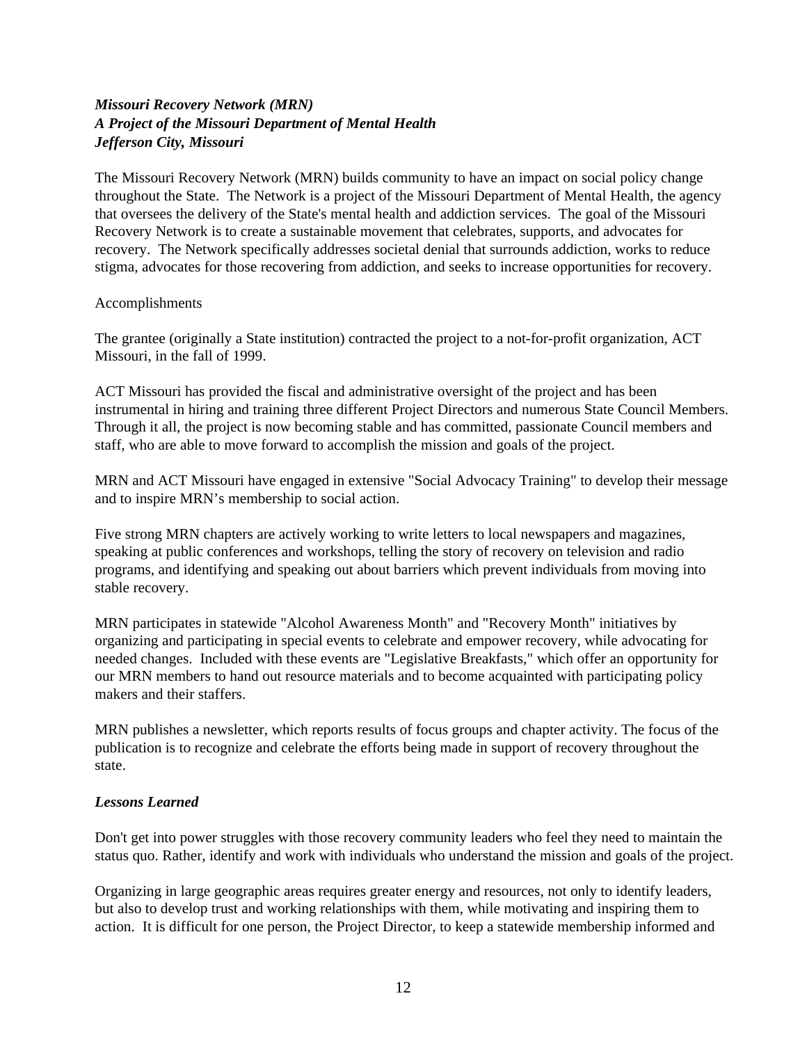***Missouri Recovery Network (MRN)***
***A Project of the Missouri Department of Mental Health***
***Jefferson City, Missouri***

The Missouri Recovery Network (MRN) builds community to have an impact on social policy change throughout the State. The Network is a project of the Missouri Department of Mental Health, the agency that oversees the delivery of the State's mental health and addiction services. The goal of the Missouri Recovery Network is to create a sustainable movement that celebrates, supports, and advocates for recovery. The Network specifically addresses societal denial that surrounds addiction, works to reduce stigma, advocates for those recovering from addiction, and seeks to increase opportunities for recovery.

Accomplishments

The grantee (originally a State institution) contracted the project to a not-for-profit organization, ACT Missouri, in the fall of 1999.

ACT Missouri has provided the fiscal and administrative oversight of the project and has been instrumental in hiring and training three different Project Directors and numerous State Council Members. Through it all, the project is now becoming stable and has committed, passionate Council members and staff, who are able to move forward to accomplish the mission and goals of the project.

MRN and ACT Missouri have engaged in extensive "Social Advocacy Training" to develop their message and to inspire MRN's membership to social action.

Five strong MRN chapters are actively working to write letters to local newspapers and magazines, speaking at public conferences and workshops, telling the story of recovery on television and radio programs, and identifying and speaking out about barriers which prevent individuals from moving into stable recovery.

MRN participates in statewide "Alcohol Awareness Month" and "Recovery Month" initiatives by organizing and participating in special events to celebrate and empower recovery, while advocating for needed changes. Included with these events are "Legislative Breakfasts," which offer an opportunity for our MRN members to hand out resource materials and to become acquainted with participating policy makers and their staffers.

MRN publishes a newsletter, which reports results of focus groups and chapter activity. The focus of the publication is to recognize and celebrate the efforts being made in support of recovery throughout the state.

***Lessons Learned***

Don't get into power struggles with those recovery community leaders who feel they need to maintain the status quo. Rather, identify and work with individuals who understand the mission and goals of the project.

Organizing in large geographic areas requires greater energy and resources, not only to identify leaders, but also to develop trust and working relationships with them, while motivating and inspiring them to action. It is difficult for one person, the Project Director, to keep a statewide membership informed and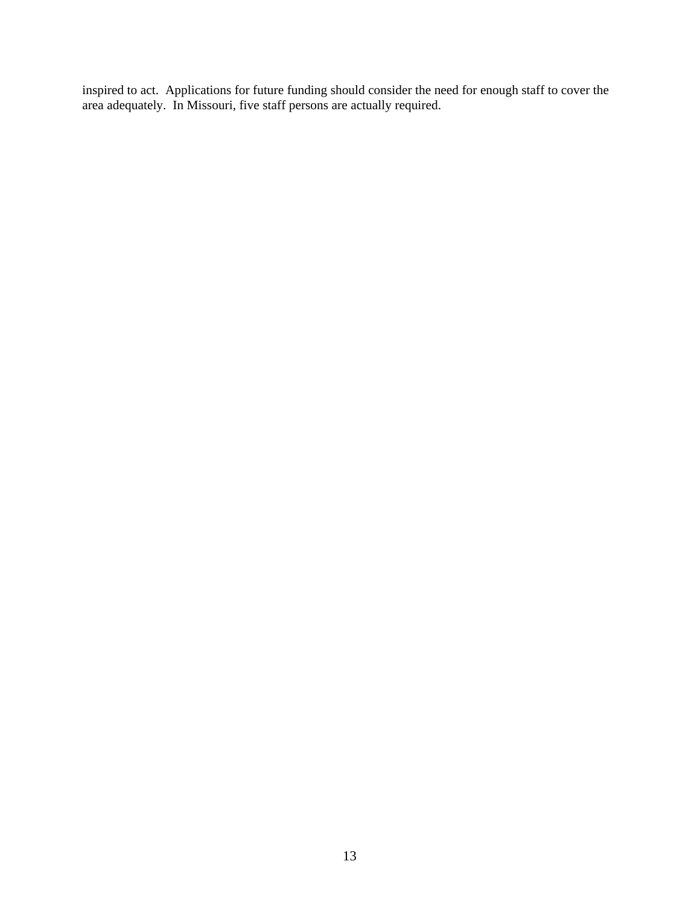inspired to act. Applications for future funding should consider the need for enough staff to cover the area adequately. In Missouri, five staff persons are actually required.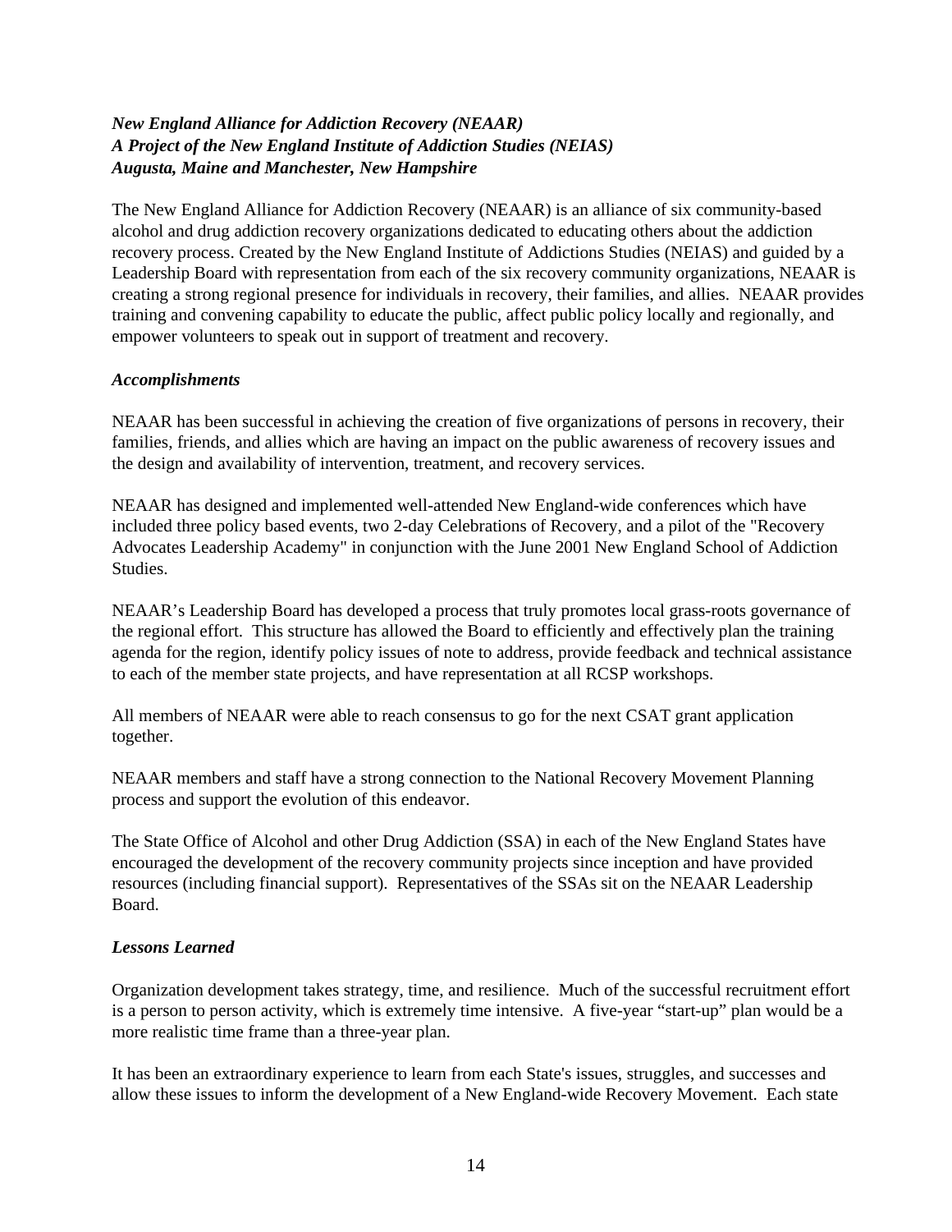***New England Alliance for Addiction Recovery (NEAAR)***
***A Project of the New England Institute of Addiction Studies (NEIAS)***
***Augusta, Maine and Manchester, New Hampshire***

The New England Alliance for Addiction Recovery (NEAAR) is an alliance of six community-based alcohol and drug addiction recovery organizations dedicated to educating others about the addiction recovery process. Created by the New England Institute of Addictions Studies (NEIAS) and guided by a Leadership Board with representation from each of the six recovery community organizations, NEAAR is creating a strong regional presence for individuals in recovery, their families, and allies. NEAAR provides training and convening capability to educate the public, affect public policy locally and regionally, and empower volunteers to speak out in support of treatment and recovery.

***Accomplishments***

NEAAR has been successful in achieving the creation of five organizations of persons in recovery, their families, friends, and allies which are having an impact on the public awareness of recovery issues and the design and availability of intervention, treatment, and recovery services.

NEAAR has designed and implemented well-attended New England-wide conferences which have included three policy based events, two 2-day Celebrations of Recovery, and a pilot of the "Recovery Advocates Leadership Academy" in conjunction with the June 2001 New England School of Addiction Studies.

NEAAR's Leadership Board has developed a process that truly promotes local grass-roots governance of the regional effort. This structure has allowed the Board to efficiently and effectively plan the training agenda for the region, identify policy issues of note to address, provide feedback and technical assistance to each of the member state projects, and have representation at all RCSP workshops.

All members of NEAAR were able to reach consensus to go for the next CSAT grant application together.

NEAAR members and staff have a strong connection to the National Recovery Movement Planning process and support the evolution of this endeavor.

The State Office of Alcohol and other Drug Addiction (SSA) in each of the New England States have encouraged the development of the recovery community projects since inception and have provided resources (including financial support). Representatives of the SSAs sit on the NEAAR Leadership Board.

***Lessons Learned***

Organization development takes strategy, time, and resilience. Much of the successful recruitment effort is a person to person activity, which is extremely time intensive. A five-year "start-up" plan would be a more realistic time frame than a three-year plan.

It has been an extraordinary experience to learn from each State's issues, struggles, and successes and allow these issues to inform the development of a New England-wide Recovery Movement. Each state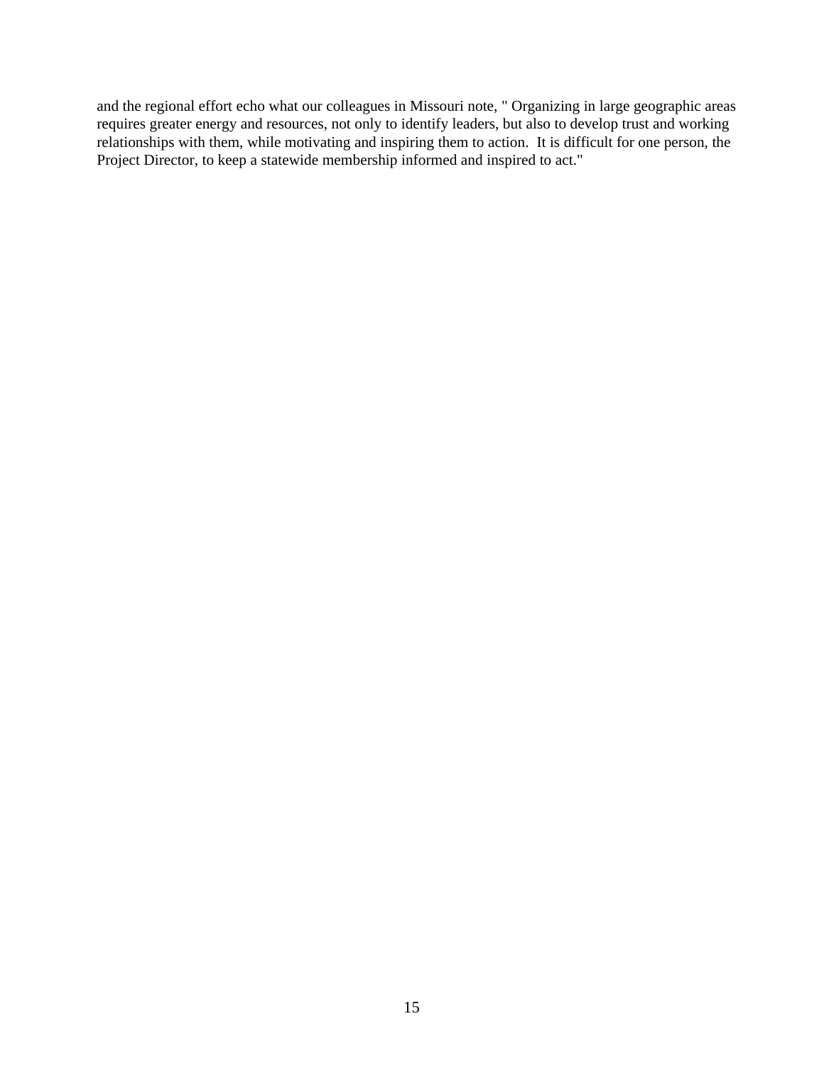and the regional effort echo what our colleagues in Missouri note, " Organizing in large geographic areas requires greater energy and resources, not only to identify leaders, but also to develop trust and working relationships with them, while motivating and inspiring them to action. It is difficult for one person, the Project Director, to keep a statewide membership informed and inspired to act."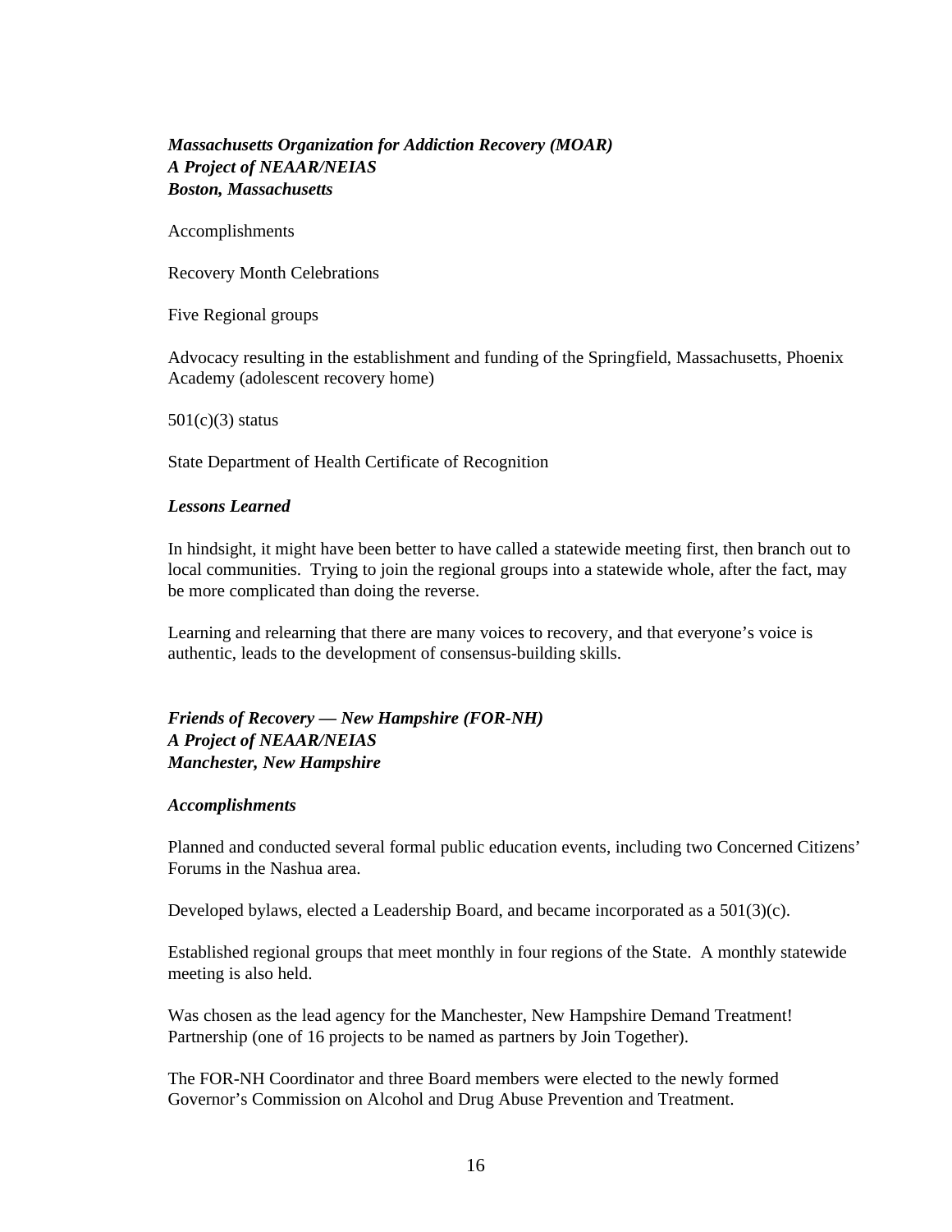***Massachusetts Organization for Addiction Recovery (MOAR)***
***A Project of NEAAR/NEIAS***
***Boston, Massachusetts***

Accomplishments

Recovery Month Celebrations

Five Regional groups

Advocacy resulting in the establishment and funding of the Springfield, Massachusetts, Phoenix Academy (adolescent recovery home)

501(c)(3) status

State Department of Health Certificate of Recognition

***Lessons Learned***

In hindsight, it might have been better to have called a statewide meeting first, then branch out to local communities. Trying to join the regional groups into a statewide whole, after the fact, may be more complicated than doing the reverse.

Learning and relearning that there are many voices to recovery, and that everyone's voice is authentic, leads to the development of consensus-building skills.

***Friends of Recovery — New Hampshire (FOR-NH)***
***A Project of NEAAR/NEIAS***
***Manchester, New Hampshire***

***Accomplishments***

Planned and conducted several formal public education events, including two Concerned Citizens' Forums in the Nashua area.

Developed bylaws, elected a Leadership Board, and became incorporated as a 501(3)(c).

Established regional groups that meet monthly in four regions of the State. A monthly statewide meeting is also held.

Was chosen as the lead agency for the Manchester, New Hampshire Demand Treatment! Partnership (one of 16 projects to be named as partners by Join Together).

The FOR-NH Coordinator and three Board members were elected to the newly formed Governor's Commission on Alcohol and Drug Abuse Prevention and Treatment.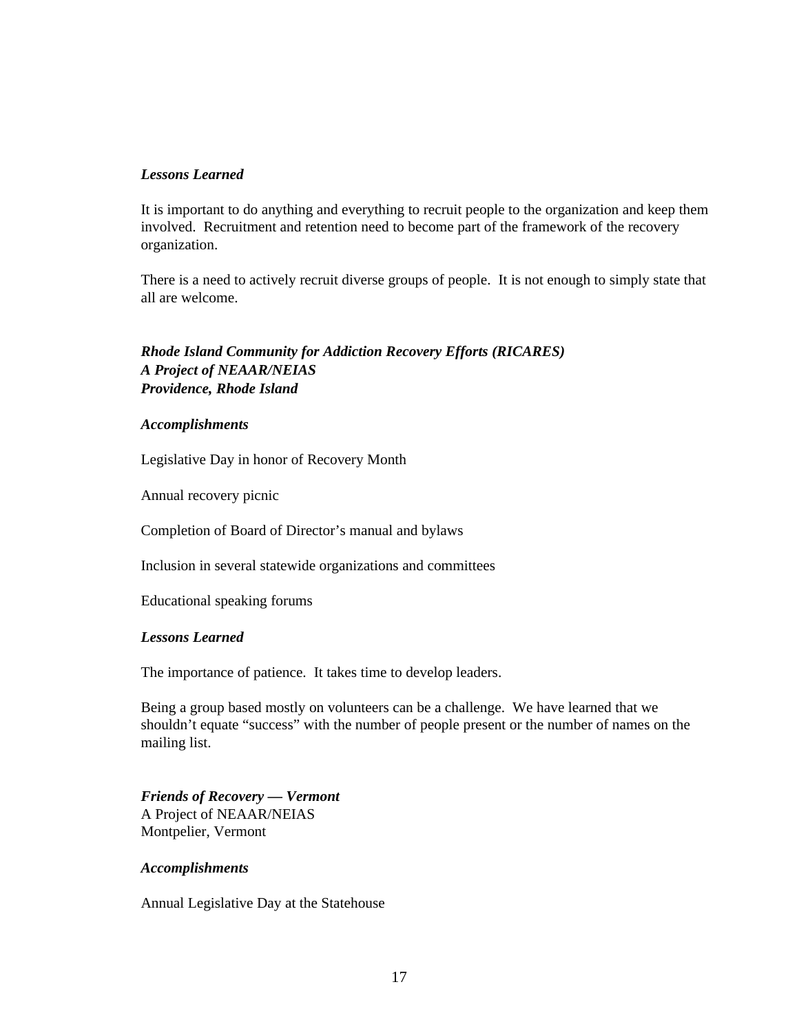***Lessons Learned***

It is important to do anything and everything to recruit people to the organization and keep them involved.  Recruitment and retention need to become part of the framework of the recovery organization.

There is a need to actively recruit diverse groups of people.  It is not enough to simply state that all are welcome.

***Rhode Island Community for Addiction Recovery Efforts (RICARES)***
***A Project of NEAAR/NEIAS***
***Providence, Rhode Island***

***Accomplishments***

Legislative Day in honor of Recovery Month

Annual recovery picnic

Completion of Board of Director's manual and bylaws

Inclusion in several statewide organizations and committees

Educational speaking forums

***Lessons Learned***

The importance of patience.  It takes time to develop leaders.

Being a group based mostly on volunteers can be a challenge.  We have learned that we shouldn't equate "success" with the number of people present or the number of names on the mailing list.

***Friends of Recovery — Vermont***
A Project of NEAAR/NEIAS
Montpelier, Vermont

***Accomplishments***

Annual Legislative Day at the Statehouse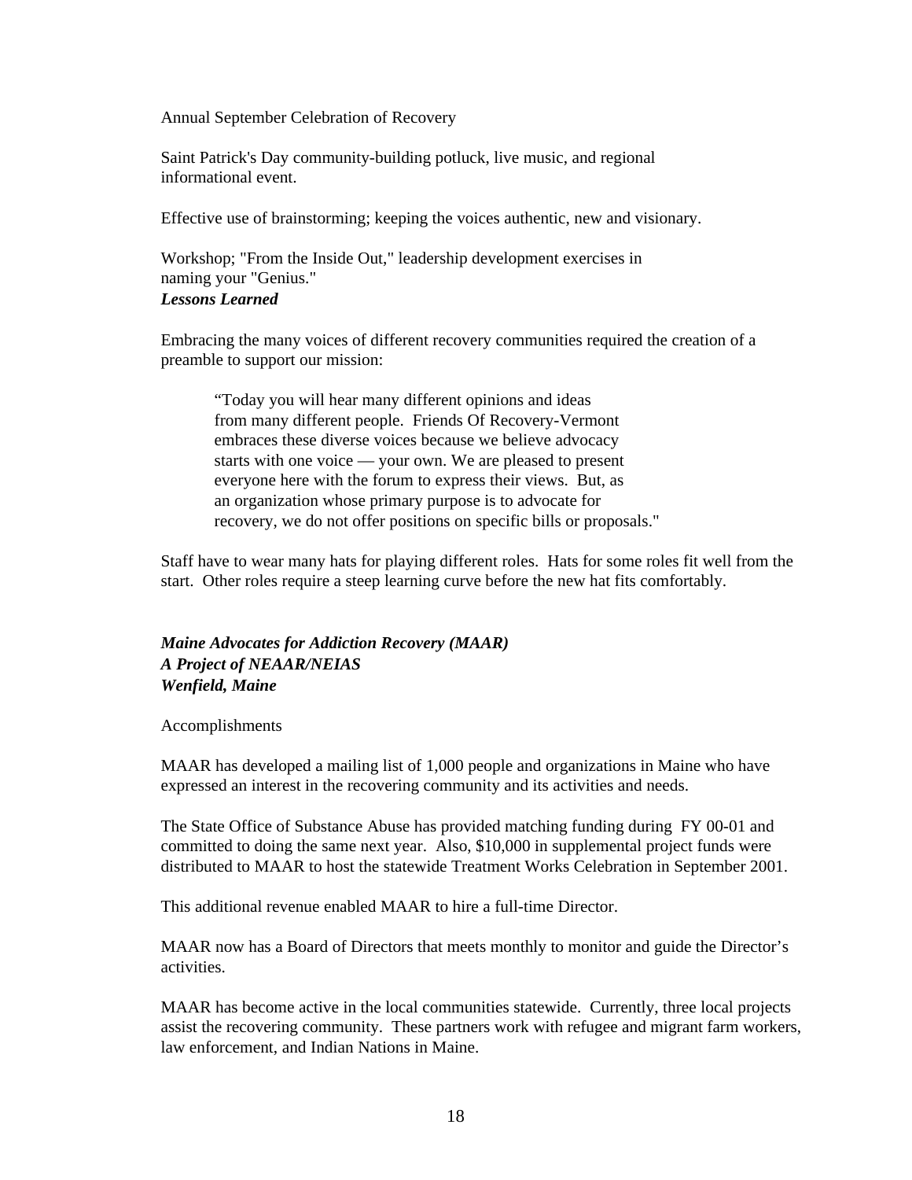Annual September Celebration of Recovery

Saint Patrick's Day community-building potluck, live music, and regional informational event.

Effective use of brainstorming; keeping the voices authentic, new and visionary.

Workshop; "From the Inside Out," leadership development exercises in naming your "Genius."

***Lessons Learned***

Embracing the many voices of different recovery communities required the creation of a preamble to support our mission:

> “Today you will hear many different opinions and ideas from many different people. Friends Of Recovery-Vermont embraces these diverse voices because we believe advocacy starts with one voice — your own. We are pleased to present everyone here with the forum to express their views. But, as an organization whose primary purpose is to advocate for recovery, we do not offer positions on specific bills or proposals."

Staff have to wear many hats for playing different roles. Hats for some roles fit well from the start. Other roles require a steep learning curve before the new hat fits comfortably.

***Maine Advocates for Addiction Recovery (MAAR)***
***A Project of NEAAR/NEIAS***
***Wenfield, Maine***

Accomplishments

MAAR has developed a mailing list of 1,000 people and organizations in Maine who have expressed an interest in the recovering community and its activities and needs.

The State Office of Substance Abuse has provided matching funding during FY 00-01 and committed to doing the same next year. Also, $10,000 in supplemental project funds were distributed to MAAR to host the statewide Treatment Works Celebration in September 2001.

This additional revenue enabled MAAR to hire a full-time Director.

MAAR now has a Board of Directors that meets monthly to monitor and guide the Director’s activities.

MAAR has become active in the local communities statewide. Currently, three local projects assist the recovering community. These partners work with refugee and migrant farm workers, law enforcement, and Indian Nations in Maine.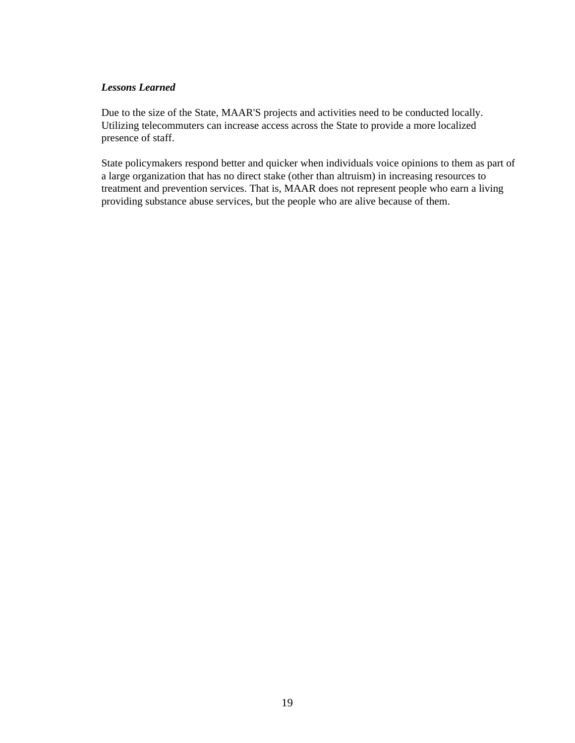***Lessons Learned***

Due to the size of the State, MAAR'S projects and activities need to be conducted locally. Utilizing telecommuters can increase access across the State to provide a more localized presence of staff.

State policymakers respond better and quicker when individuals voice opinions to them as part of a large organization that has no direct stake (other than altruism) in increasing resources to treatment and prevention services. That is, MAAR does not represent people who earn a living providing substance abuse services, but the people who are alive because of them.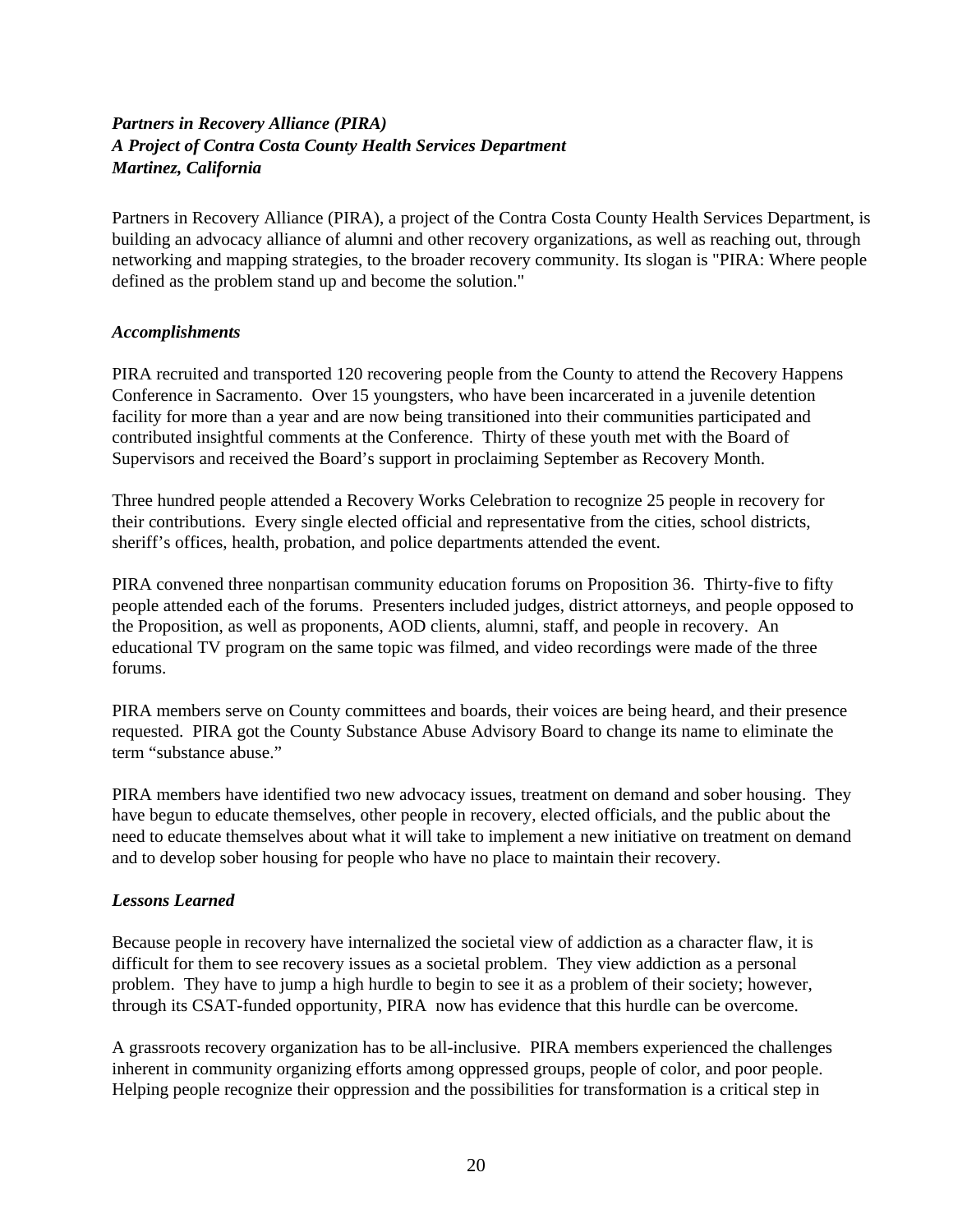***Partners in Recovery Alliance (PIRA)***
***A Project of Contra Costa County Health Services Department***
***Martinez, California***

Partners in Recovery Alliance (PIRA), a project of the Contra Costa County Health Services Department, is building an advocacy alliance of alumni and other recovery organizations, as well as reaching out, through networking and mapping strategies, to the broader recovery community. Its slogan is "PIRA: Where people defined as the problem stand up and become the solution."

***Accomplishments***

PIRA recruited and transported 120 recovering people from the County to attend the Recovery Happens Conference in Sacramento. Over 15 youngsters, who have been incarcerated in a juvenile detention facility for more than a year and are now being transitioned into their communities participated and contributed insightful comments at the Conference. Thirty of these youth met with the Board of Supervisors and received the Board's support in proclaiming September as Recovery Month.

Three hundred people attended a Recovery Works Celebration to recognize 25 people in recovery for their contributions. Every single elected official and representative from the cities, school districts, sheriff's offices, health, probation, and police departments attended the event.

PIRA convened three nonpartisan community education forums on Proposition 36. Thirty-five to fifty people attended each of the forums. Presenters included judges, district attorneys, and people opposed to the Proposition, as well as proponents, AOD clients, alumni, staff, and people in recovery. An educational TV program on the same topic was filmed, and video recordings were made of the three forums.

PIRA members serve on County committees and boards, their voices are being heard, and their presence requested. PIRA got the County Substance Abuse Advisory Board to change its name to eliminate the term "substance abuse."

PIRA members have identified two new advocacy issues, treatment on demand and sober housing. They have begun to educate themselves, other people in recovery, elected officials, and the public about the need to educate themselves about what it will take to implement a new initiative on treatment on demand and to develop sober housing for people who have no place to maintain their recovery.

***Lessons Learned***

Because people in recovery have internalized the societal view of addiction as a character flaw, it is difficult for them to see recovery issues as a societal problem. They view addiction as a personal problem. They have to jump a high hurdle to begin to see it as a problem of their society; however, through its CSAT-funded opportunity, PIRA now has evidence that this hurdle can be overcome.

A grassroots recovery organization has to be all-inclusive. PIRA members experienced the challenges inherent in community organizing efforts among oppressed groups, people of color, and poor people. Helping people recognize their oppression and the possibilities for transformation is a critical step in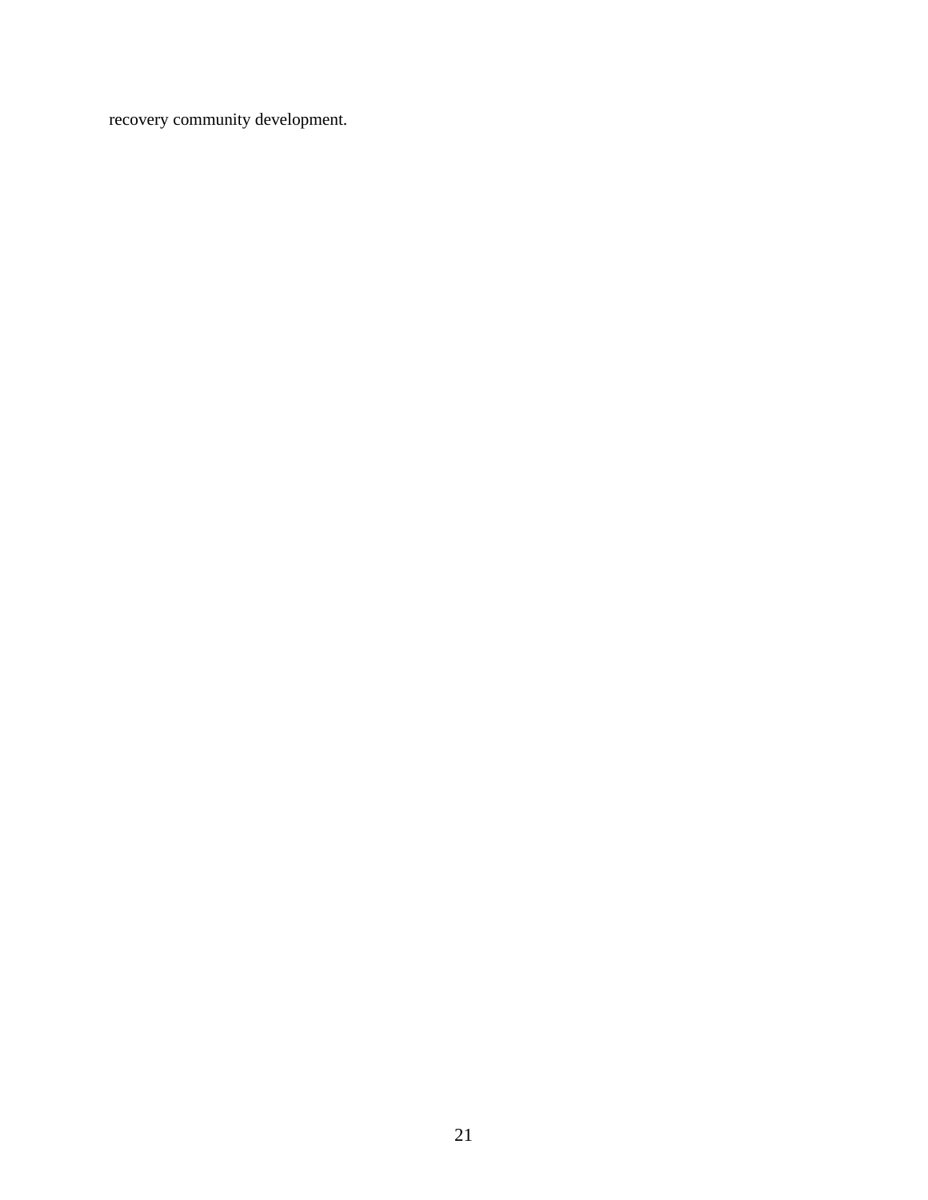recovery community development.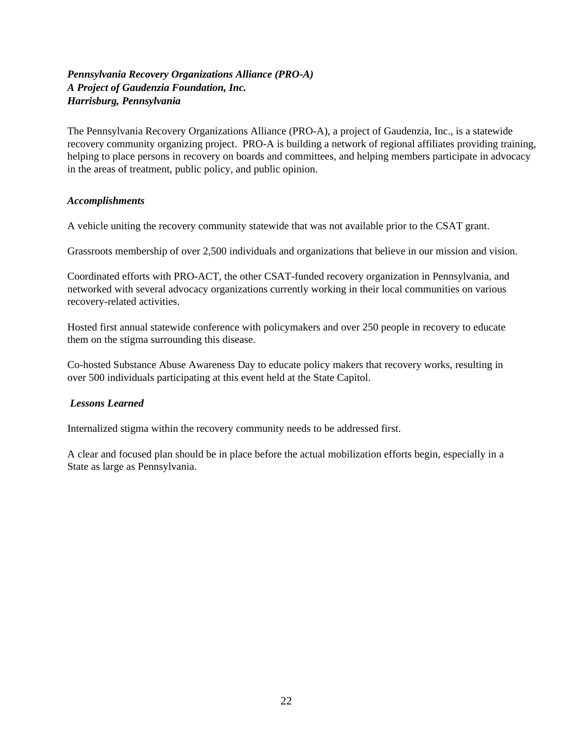***Pennsylvania Recovery Organizations Alliance (PRO-A)***
***A Project of Gaudenzia Foundation, Inc.***
***Harrisburg, Pennsylvania***

The Pennsylvania Recovery Organizations Alliance (PRO-A), a project of Gaudenzia, Inc., is a statewide recovery community organizing project. PRO-A is building a network of regional affiliates providing training, helping to place persons in recovery on boards and committees, and helping members participate in advocacy in the areas of treatment, public policy, and public opinion.

***Accomplishments***

A vehicle uniting the recovery community statewide that was not available prior to the CSAT grant.

Grassroots membership of over 2,500 individuals and organizations that believe in our mission and vision.

Coordinated efforts with PRO-ACT, the other CSAT-funded recovery organization in Pennsylvania, and networked with several advocacy organizations currently working in their local communities on various recovery-related activities.

Hosted first annual statewide conference with policymakers and over 250 people in recovery to educate them on the stigma surrounding this disease.

Co-hosted Substance Abuse Awareness Day to educate policy makers that recovery works, resulting in over 500 individuals participating at this event held at the State Capitol.

***Lessons Learned***

Internalized stigma within the recovery community needs to be addressed first.

A clear and focused plan should be in place before the actual mobilization efforts begin, especially in a State as large as Pennsylvania.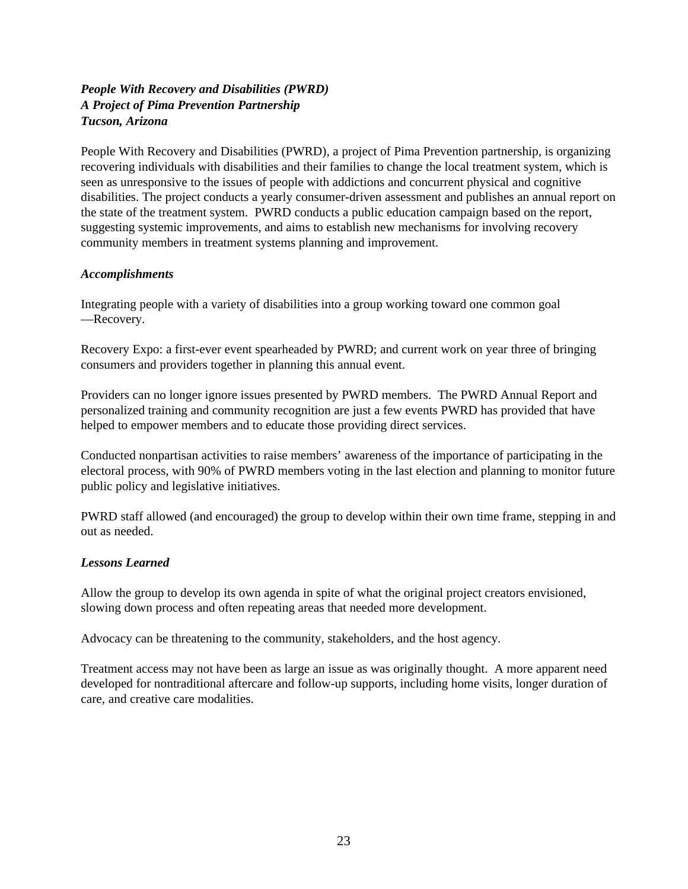***People With Recovery and Disabilities (PWRD)***
***A Project of Pima Prevention Partnership***
***Tucson, Arizona***

People With Recovery and Disabilities (PWRD), a project of Pima Prevention partnership, is organizing recovering individuals with disabilities and their families to change the local treatment system, which is seen as unresponsive to the issues of people with addictions and concurrent physical and cognitive disabilities. The project conducts a yearly consumer-driven assessment and publishes an annual report on the state of the treatment system. PWRD conducts a public education campaign based on the report, suggesting systemic improvements, and aims to establish new mechanisms for involving recovery community members in treatment systems planning and improvement.

***Accomplishments***

Integrating people with a variety of disabilities into a group working toward one common goal —Recovery.

Recovery Expo: a first-ever event spearheaded by PWRD; and current work on year three of bringing consumers and providers together in planning this annual event.

Providers can no longer ignore issues presented by PWRD members. The PWRD Annual Report and personalized training and community recognition are just a few events PWRD has provided that have helped to empower members and to educate those providing direct services.

Conducted nonpartisan activities to raise members' awareness of the importance of participating in the electoral process, with 90% of PWRD members voting in the last election and planning to monitor future public policy and legislative initiatives.

PWRD staff allowed (and encouraged) the group to develop within their own time frame, stepping in and out as needed.

***Lessons Learned***

Allow the group to develop its own agenda in spite of what the original project creators envisioned, slowing down process and often repeating areas that needed more development.

Advocacy can be threatening to the community, stakeholders, and the host agency.

Treatment access may not have been as large an issue as was originally thought. A more apparent need developed for nontraditional aftercare and follow-up supports, including home visits, longer duration of care, and creative care modalities.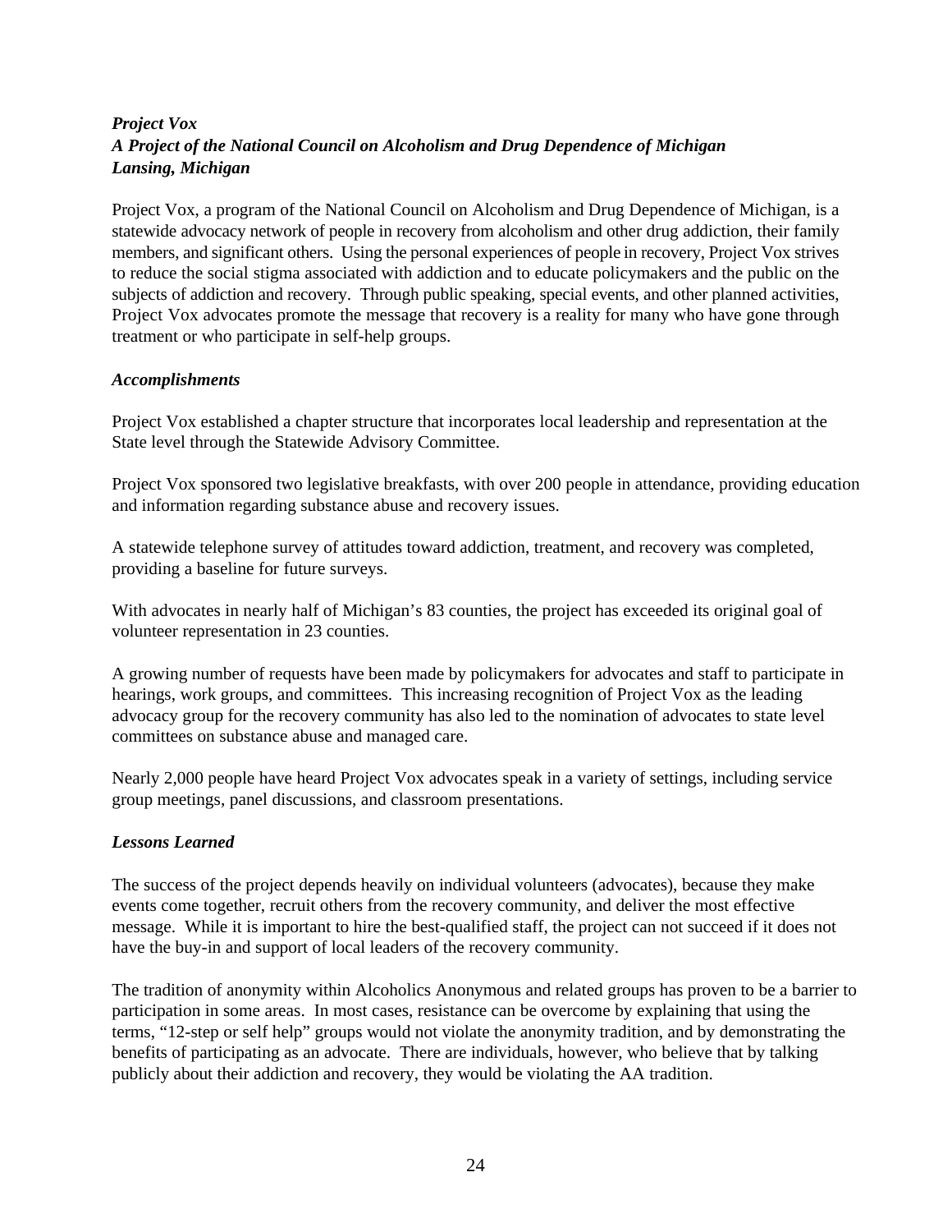### *Project Vox*
### *A Project of the National Council on Alcoholism and Drug Dependence of Michigan*
### *Lansing, Michigan*

Project Vox, a program of the National Council on Alcoholism and Drug Dependence of Michigan, is a statewide advocacy network of people in recovery from alcoholism and other drug addiction, their family members, and significant others. Using the personal experiences of people in recovery, Project Vox strives to reduce the social stigma associated with addiction and to educate policymakers and the public on the subjects of addiction and recovery. Through public speaking, special events, and other planned activities, Project Vox advocates promote the message that recovery is a reality for many who have gone through treatment or who participate in self-help groups.

#### *Accomplishments*

Project Vox established a chapter structure that incorporates local leadership and representation at the State level through the Statewide Advisory Committee.

Project Vox sponsored two legislative breakfasts, with over 200 people in attendance, providing education and information regarding substance abuse and recovery issues.

A statewide telephone survey of attitudes toward addiction, treatment, and recovery was completed, providing a baseline for future surveys.

With advocates in nearly half of Michigan's 83 counties, the project has exceeded its original goal of volunteer representation in 23 counties.

A growing number of requests have been made by policymakers for advocates and staff to participate in hearings, work groups, and committees. This increasing recognition of Project Vox as the leading advocacy group for the recovery community has also led to the nomination of advocates to state level committees on substance abuse and managed care.

Nearly 2,000 people have heard Project Vox advocates speak in a variety of settings, including service group meetings, panel discussions, and classroom presentations.

#### *Lessons Learned*

The success of the project depends heavily on individual volunteers (advocates), because they make events come together, recruit others from the recovery community, and deliver the most effective message. While it is important to hire the best-qualified staff, the project can not succeed if it does not have the buy-in and support of local leaders of the recovery community.

The tradition of anonymity within Alcoholics Anonymous and related groups has proven to be a barrier to participation in some areas. In most cases, resistance can be overcome by explaining that using the terms, "12-step or self help" groups would not violate the anonymity tradition, and by demonstrating the benefits of participating as an advocate. There are individuals, however, who believe that by talking publicly about their addiction and recovery, they would be violating the AA tradition.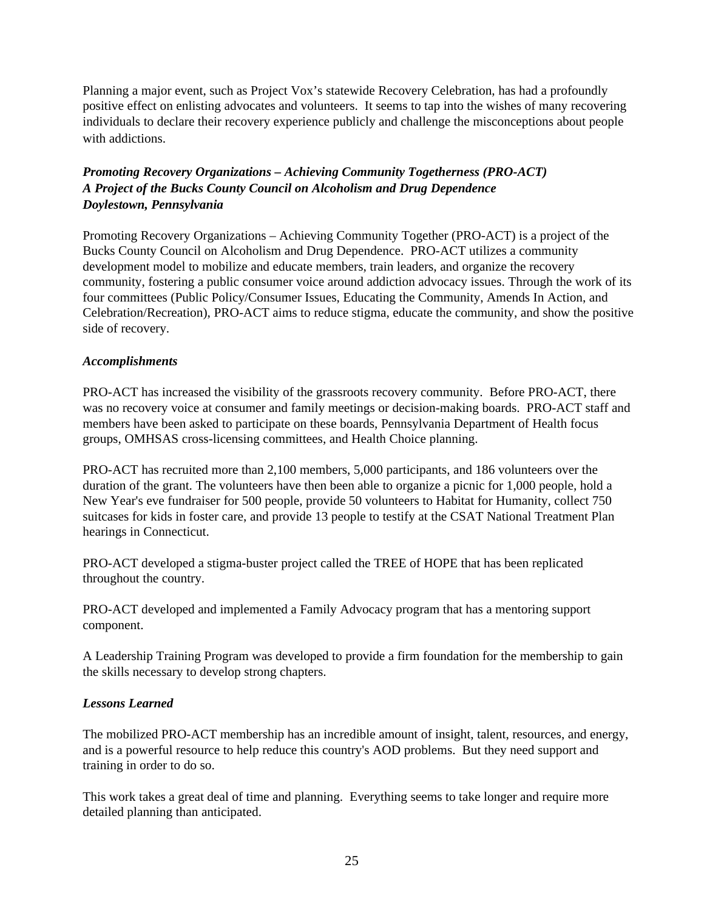Planning a major event, such as Project Vox's statewide Recovery Celebration, has had a profoundly positive effect on enlisting advocates and volunteers. It seems to tap into the wishes of many recovering individuals to declare their recovery experience publicly and challenge the misconceptions about people with addictions.

***Promoting Recovery Organizations – Achieving Community Togetherness (PRO-ACT)***
***A Project of the Bucks County Council on Alcoholism and Drug Dependence***
***Doylestown, Pennsylvania***

Promoting Recovery Organizations – Achieving Community Together (PRO-ACT) is a project of the Bucks County Council on Alcoholism and Drug Dependence. PRO-ACT utilizes a community development model to mobilize and educate members, train leaders, and organize the recovery community, fostering a public consumer voice around addiction advocacy issues. Through the work of its four committees (Public Policy/Consumer Issues, Educating the Community, Amends In Action, and Celebration/Recreation), PRO-ACT aims to reduce stigma, educate the community, and show the positive side of recovery.

***Accomplishments***

PRO-ACT has increased the visibility of the grassroots recovery community. Before PRO-ACT, there was no recovery voice at consumer and family meetings or decision-making boards. PRO-ACT staff and members have been asked to participate on these boards, Pennsylvania Department of Health focus groups, OMHSAS cross-licensing committees, and Health Choice planning.

PRO-ACT has recruited more than 2,100 members, 5,000 participants, and 186 volunteers over the duration of the grant. The volunteers have then been able to organize a picnic for 1,000 people, hold a New Year's eve fundraiser for 500 people, provide 50 volunteers to Habitat for Humanity, collect 750 suitcases for kids in foster care, and provide 13 people to testify at the CSAT National Treatment Plan hearings in Connecticut.

PRO-ACT developed a stigma-buster project called the TREE of HOPE that has been replicated throughout the country.

PRO-ACT developed and implemented a Family Advocacy program that has a mentoring support component.

A Leadership Training Program was developed to provide a firm foundation for the membership to gain the skills necessary to develop strong chapters.

***Lessons Learned***

The mobilized PRO-ACT membership has an incredible amount of insight, talent, resources, and energy, and is a powerful resource to help reduce this country's AOD problems. But they need support and training in order to do so.

This work takes a great deal of time and planning. Everything seems to take longer and require more detailed planning than anticipated.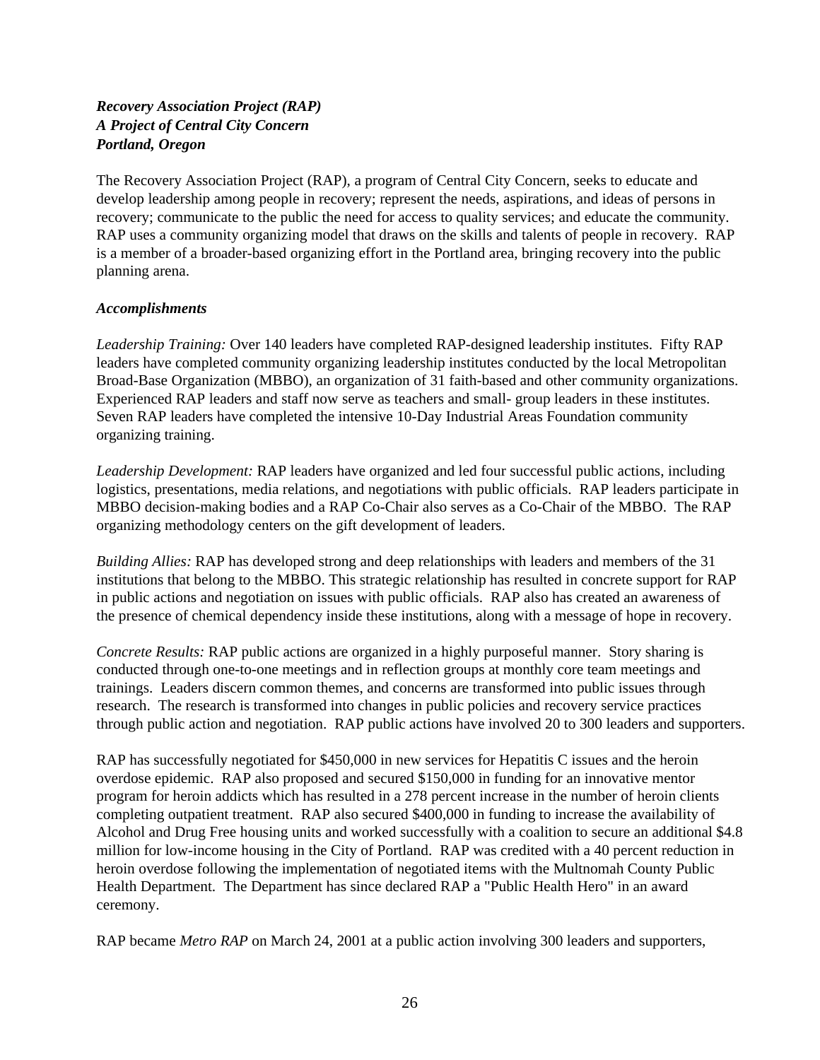***Recovery Association Project (RAP)***
***A Project of Central City Concern***
***Portland, Oregon***

The Recovery Association Project (RAP), a program of Central City Concern, seeks to educate and develop leadership among people in recovery; represent the needs, aspirations, and ideas of persons in recovery; communicate to the public the need for access to quality services; and educate the community. RAP uses a community organizing model that draws on the skills and talents of people in recovery. RAP is a member of a broader-based organizing effort in the Portland area, bringing recovery into the public planning arena.

***Accomplishments***

*Leadership Training:* Over 140 leaders have completed RAP-designed leadership institutes. Fifty RAP leaders have completed community organizing leadership institutes conducted by the local Metropolitan Broad-Base Organization (MBBO), an organization of 31 faith-based and other community organizations. Experienced RAP leaders and staff now serve as teachers and small- group leaders in these institutes. Seven RAP leaders have completed the intensive 10-Day Industrial Areas Foundation community organizing training.

*Leadership Development:* RAP leaders have organized and led four successful public actions, including logistics, presentations, media relations, and negotiations with public officials. RAP leaders participate in MBBO decision-making bodies and a RAP Co-Chair also serves as a Co-Chair of the MBBO. The RAP organizing methodology centers on the gift development of leaders.

*Building Allies:* RAP has developed strong and deep relationships with leaders and members of the 31 institutions that belong to the MBBO. This strategic relationship has resulted in concrete support for RAP in public actions and negotiation on issues with public officials. RAP also has created an awareness of the presence of chemical dependency inside these institutions, along with a message of hope in recovery.

*Concrete Results:* RAP public actions are organized in a highly purposeful manner. Story sharing is conducted through one-to-one meetings and in reflection groups at monthly core team meetings and trainings. Leaders discern common themes, and concerns are transformed into public issues through research. The research is transformed into changes in public policies and recovery service practices through public action and negotiation. RAP public actions have involved 20 to 300 leaders and supporters.

RAP has successfully negotiated for $450,000 in new services for Hepatitis C issues and the heroin overdose epidemic. RAP also proposed and secured $150,000 in funding for an innovative mentor program for heroin addicts which has resulted in a 278 percent increase in the number of heroin clients completing outpatient treatment. RAP also secured $400,000 in funding to increase the availability of Alcohol and Drug Free housing units and worked successfully with a coalition to secure an additional $4.8 million for low-income housing in the City of Portland. RAP was credited with a 40 percent reduction in heroin overdose following the implementation of negotiated items with the Multnomah County Public Health Department. The Department has since declared RAP a "Public Health Hero" in an award ceremony.

RAP became *Metro RAP* on March 24, 2001 at a public action involving 300 leaders and supporters,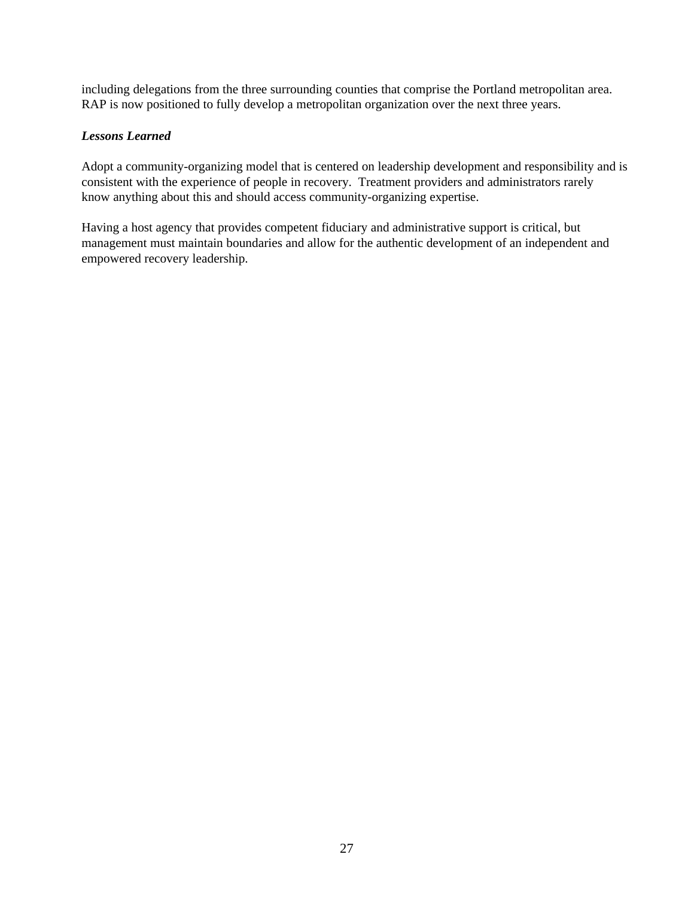including delegations from the three surrounding counties that comprise the Portland metropolitan area. RAP is now positioned to fully develop a metropolitan organization over the next three years.

***Lessons Learned***

Adopt a community-organizing model that is centered on leadership development and responsibility and is consistent with the experience of people in recovery. Treatment providers and administrators rarely know anything about this and should access community-organizing expertise.

Having a host agency that provides competent fiduciary and administrative support is critical, but management must maintain boundaries and allow for the authentic development of an independent and empowered recovery leadership.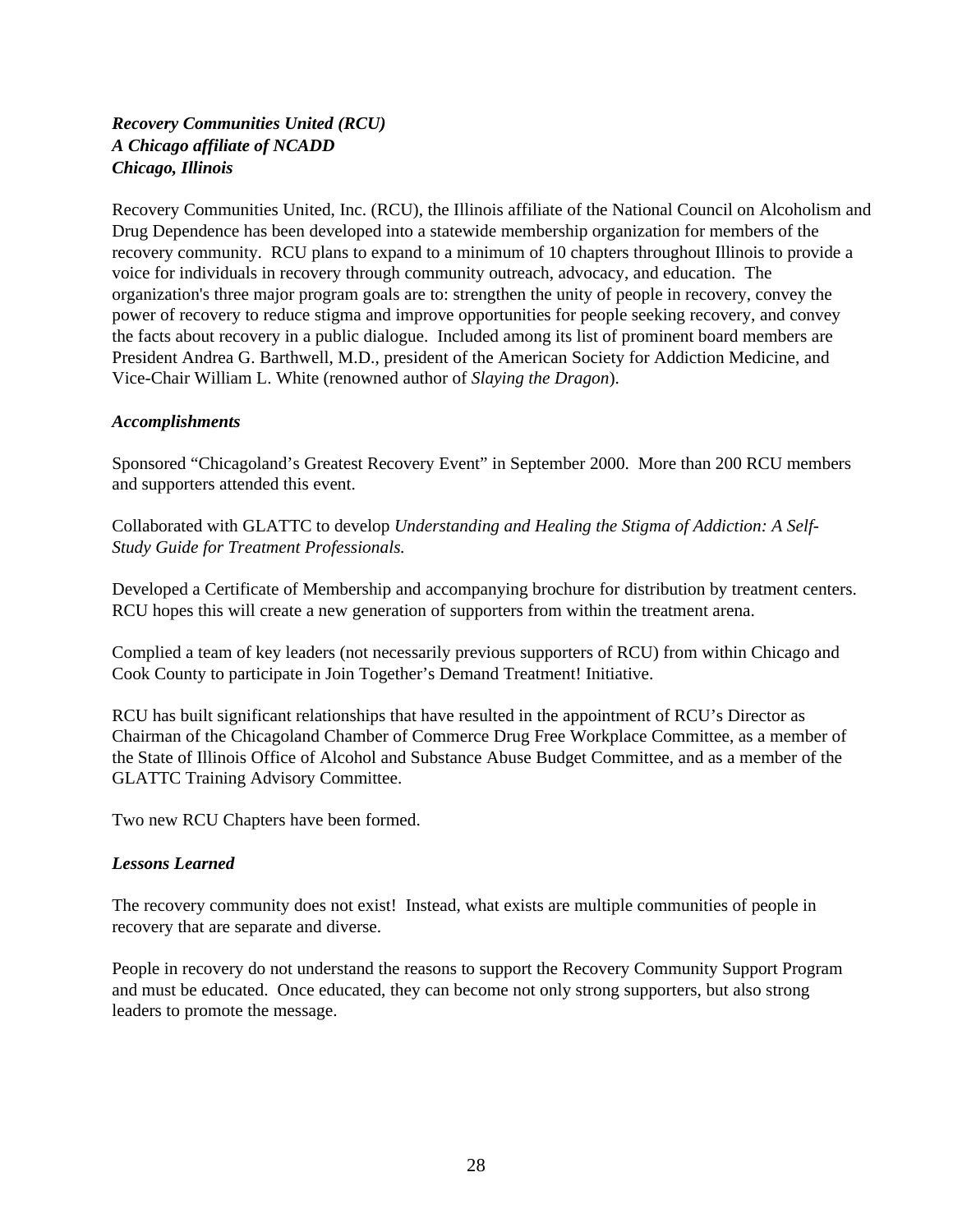***Recovery Communities United (RCU)***
***A Chicago affiliate of NCADD***
***Chicago, Illinois***

Recovery Communities United, Inc. (RCU), the Illinois affiliate of the National Council on Alcoholism and Drug Dependence has been developed into a statewide membership organization for members of the recovery community. RCU plans to expand to a minimum of 10 chapters throughout Illinois to provide a voice for individuals in recovery through community outreach, advocacy, and education. The organization's three major program goals are to: strengthen the unity of people in recovery, convey the power of recovery to reduce stigma and improve opportunities for people seeking recovery, and convey the facts about recovery in a public dialogue. Included among its list of prominent board members are President Andrea G. Barthwell, M.D., president of the American Society for Addiction Medicine, and Vice-Chair William L. White (renowned author of *Slaying the Dragon*).

***Accomplishments***

Sponsored "Chicagoland's Greatest Recovery Event" in September 2000. More than 200 RCU members and supporters attended this event.

Collaborated with GLATTC to develop *Understanding and Healing the Stigma of Addiction: A Self-Study Guide for Treatment Professionals.*

Developed a Certificate of Membership and accompanying brochure for distribution by treatment centers. RCU hopes this will create a new generation of supporters from within the treatment arena.

Complied a team of key leaders (not necessarily previous supporters of RCU) from within Chicago and Cook County to participate in Join Together's Demand Treatment! Initiative.

RCU has built significant relationships that have resulted in the appointment of RCU's Director as Chairman of the Chicagoland Chamber of Commerce Drug Free Workplace Committee, as a member of the State of Illinois Office of Alcohol and Substance Abuse Budget Committee, and as a member of the GLATTC Training Advisory Committee.

Two new RCU Chapters have been formed.

***Lessons Learned***

The recovery community does not exist! Instead, what exists are multiple communities of people in recovery that are separate and diverse.

People in recovery do not understand the reasons to support the Recovery Community Support Program and must be educated. Once educated, they can become not only strong supporters, but also strong leaders to promote the message.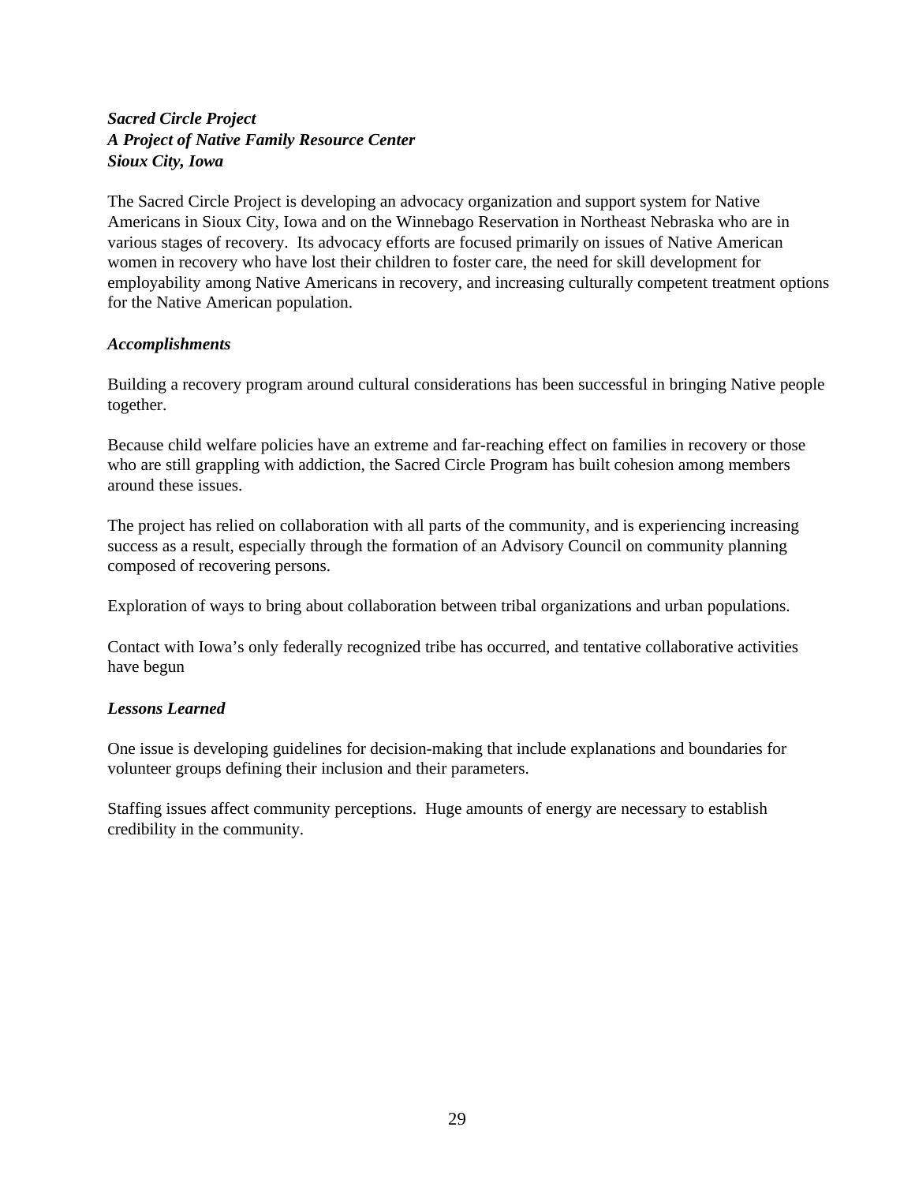***Sacred Circle Project***
***A Project of Native Family Resource Center***
***Sioux City, Iowa***

The Sacred Circle Project is developing an advocacy organization and support system for Native Americans in Sioux City, Iowa and on the Winnebago Reservation in Northeast Nebraska who are in various stages of recovery. Its advocacy efforts are focused primarily on issues of Native American women in recovery who have lost their children to foster care, the need for skill development for employability among Native Americans in recovery, and increasing culturally competent treatment options for the Native American population.

***Accomplishments***

Building a recovery program around cultural considerations has been successful in bringing Native people together.

Because child welfare policies have an extreme and far-reaching effect on families in recovery or those who are still grappling with addiction, the Sacred Circle Program has built cohesion among members around these issues.

The project has relied on collaboration with all parts of the community, and is experiencing increasing success as a result, especially through the formation of an Advisory Council on community planning composed of recovering persons.

Exploration of ways to bring about collaboration between tribal organizations and urban populations.

Contact with Iowa's only federally recognized tribe has occurred, and tentative collaborative activities have begun

***Lessons Learned***

One issue is developing guidelines for decision-making that include explanations and boundaries for volunteer groups defining their inclusion and their parameters.

Staffing issues affect community perceptions. Huge amounts of energy are necessary to establish credibility in the community.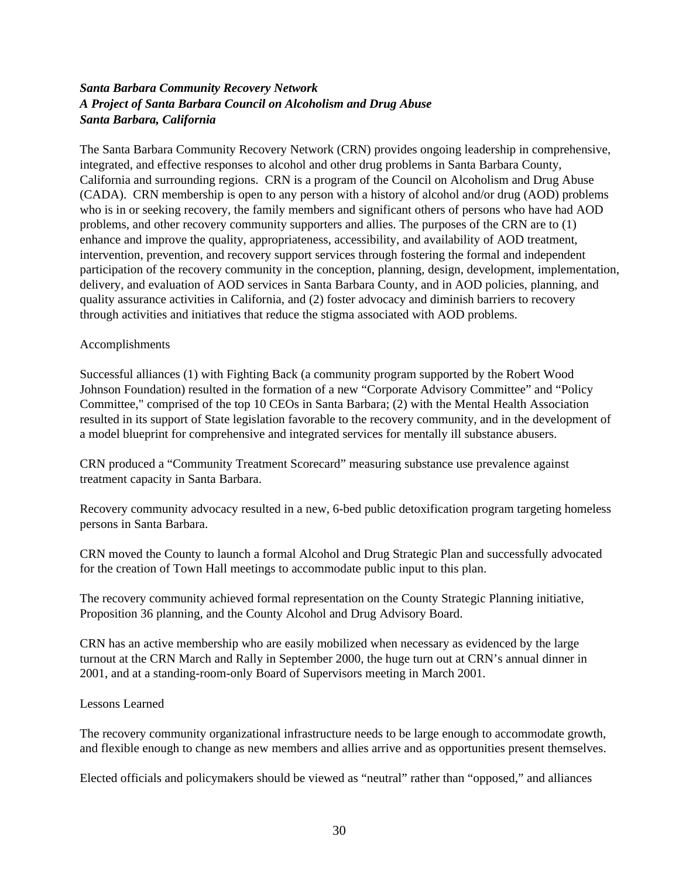***Santa Barbara Community Recovery Network***
***A Project of Santa Barbara Council on Alcoholism and Drug Abuse***
***Santa Barbara, California***

The Santa Barbara Community Recovery Network (CRN) provides ongoing leadership in comprehensive, integrated, and effective responses to alcohol and other drug problems in Santa Barbara County, California and surrounding regions. CRN is a program of the Council on Alcoholism and Drug Abuse (CADA). CRN membership is open to any person with a history of alcohol and/or drug (AOD) problems who is in or seeking recovery, the family members and significant others of persons who have had AOD problems, and other recovery community supporters and allies. The purposes of the CRN are to (1) enhance and improve the quality, appropriateness, accessibility, and availability of AOD treatment, intervention, prevention, and recovery support services through fostering the formal and independent participation of the recovery community in the conception, planning, design, development, implementation, delivery, and evaluation of AOD services in Santa Barbara County, and in AOD policies, planning, and quality assurance activities in California, and (2) foster advocacy and diminish barriers to recovery through activities and initiatives that reduce the stigma associated with AOD problems.

Accomplishments

Successful alliances (1) with Fighting Back (a community program supported by the Robert Wood Johnson Foundation) resulted in the formation of a new "Corporate Advisory Committee" and "Policy Committee," comprised of the top 10 CEOs in Santa Barbara; (2) with the Mental Health Association resulted in its support of State legislation favorable to the recovery community, and in the development of a model blueprint for comprehensive and integrated services for mentally ill substance abusers.

CRN produced a "Community Treatment Scorecard" measuring substance use prevalence against treatment capacity in Santa Barbara.

Recovery community advocacy resulted in a new, 6-bed public detoxification program targeting homeless persons in Santa Barbara.

CRN moved the County to launch a formal Alcohol and Drug Strategic Plan and successfully advocated for the creation of Town Hall meetings to accommodate public input to this plan.

The recovery community achieved formal representation on the County Strategic Planning initiative, Proposition 36 planning, and the County Alcohol and Drug Advisory Board.

CRN has an active membership who are easily mobilized when necessary as evidenced by the large turnout at the CRN March and Rally in September 2000, the huge turn out at CRN's annual dinner in 2001, and at a standing-room-only Board of Supervisors meeting in March 2001.

Lessons Learned

The recovery community organizational infrastructure needs to be large enough to accommodate growth, and flexible enough to change as new members and allies arrive and as opportunities present themselves.

Elected officials and policymakers should be viewed as "neutral" rather than "opposed," and alliances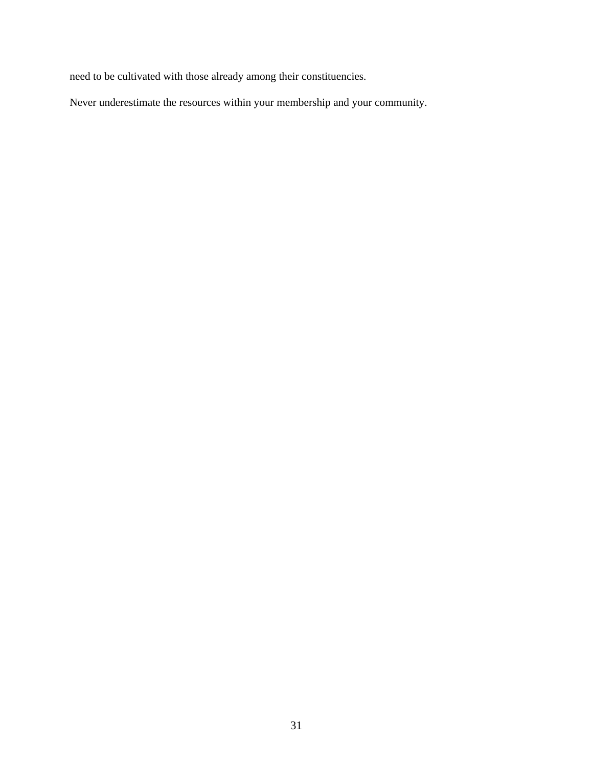need to be cultivated with those already among their constituencies.

Never underestimate the resources within your membership and your community.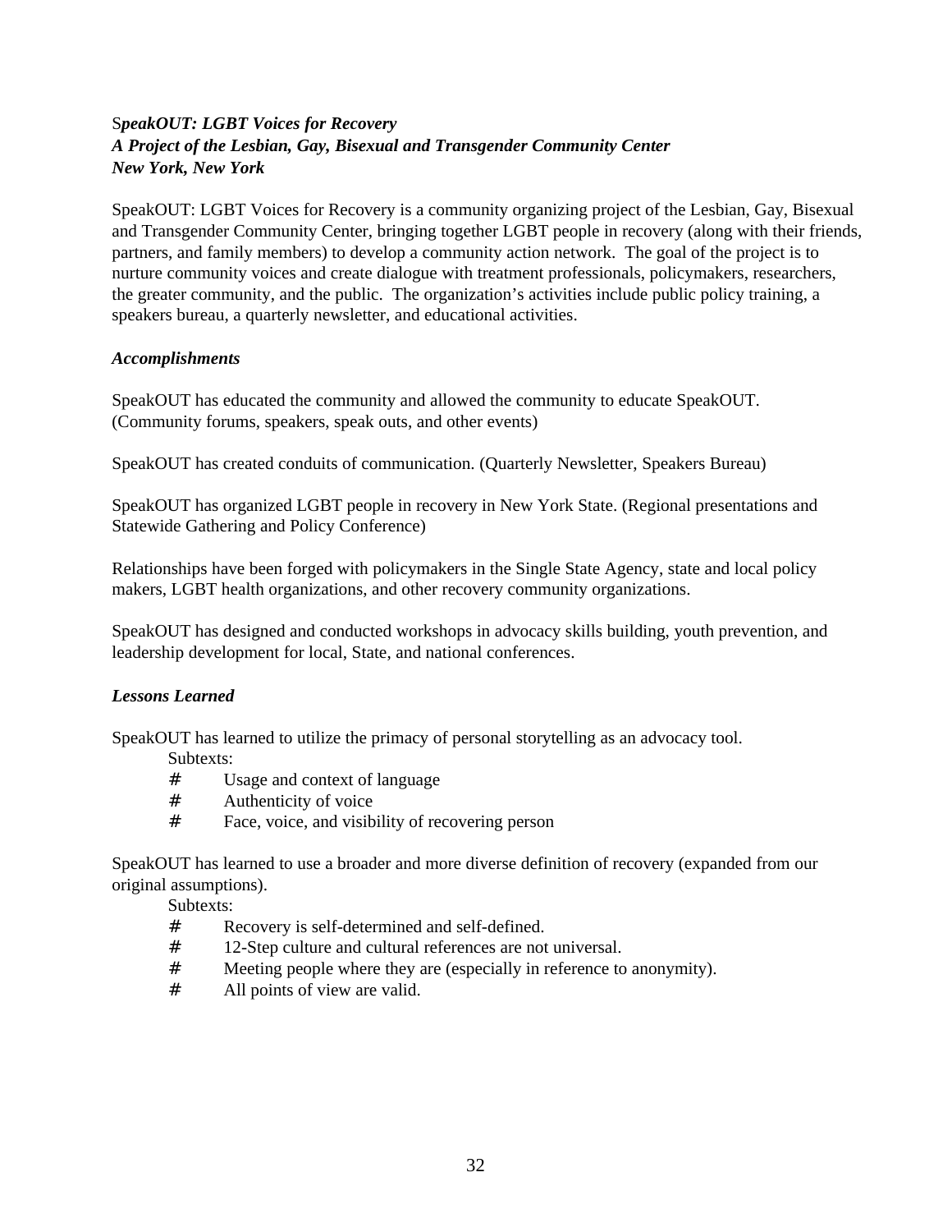***SpeakOUT: LGBT Voices for Recovery***
***A Project of the Lesbian, Gay, Bisexual and Transgender Community Center***
***New York, New York***

SpeakOUT: LGBT Voices for Recovery is a community organizing project of the Lesbian, Gay, Bisexual and Transgender Community Center, bringing together LGBT people in recovery (along with their friends, partners, and family members) to develop a community action network. The goal of the project is to nurture community voices and create dialogue with treatment professionals, policymakers, researchers, the greater community, and the public. The organization's activities include public policy training, a speakers bureau, a quarterly newsletter, and educational activities.

***Accomplishments***

SpeakOUT has educated the community and allowed the community to educate SpeakOUT. (Community forums, speakers, speak outs, and other events)

SpeakOUT has created conduits of communication. (Quarterly Newsletter, Speakers Bureau)

SpeakOUT has organized LGBT people in recovery in New York State. (Regional presentations and Statewide Gathering and Policy Conference)

Relationships have been forged with policymakers in the Single State Agency, state and local policy makers, LGBT health organizations, and other recovery community organizations.

SpeakOUT has designed and conducted workshops in advocacy skills building, youth prevention, and leadership development for local, State, and national conferences.

***Lessons Learned***

SpeakOUT has learned to utilize the primacy of personal storytelling as an advocacy tool.

Subtexts:

- Usage and context of language
- Authenticity of voice
- Face, voice, and visibility of recovering person

SpeakOUT has learned to use a broader and more diverse definition of recovery (expanded from our original assumptions).

Subtexts:

- Recovery is self-determined and self-defined.
- 12-Step culture and cultural references are not universal.
- Meeting people where they are (especially in reference to anonymity).
- All points of view are valid.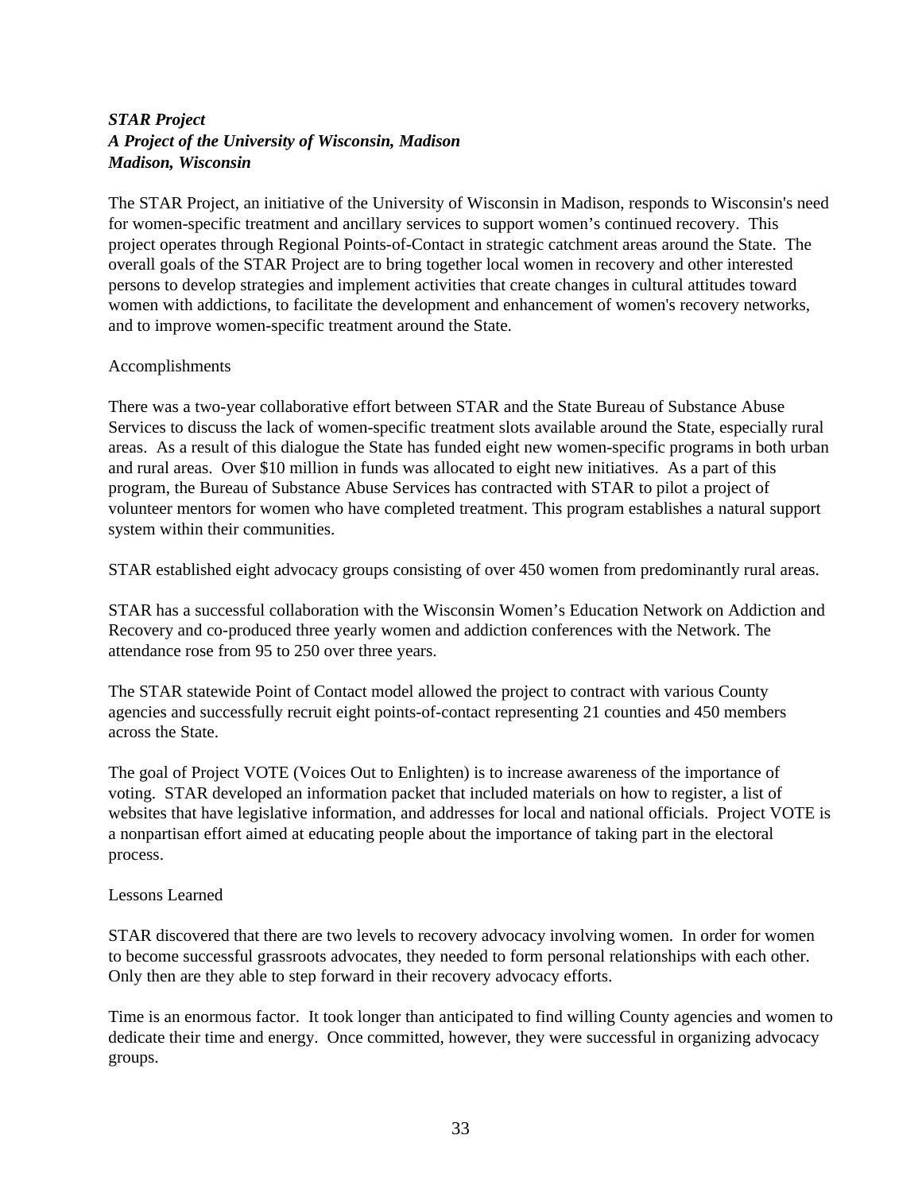***STAR Project***
***A Project of the University of Wisconsin, Madison***
***Madison, Wisconsin***

The STAR Project, an initiative of the University of Wisconsin in Madison, responds to Wisconsin's need for women-specific treatment and ancillary services to support women’s continued recovery. This project operates through Regional Points-of-Contact in strategic catchment areas around the State. The overall goals of the STAR Project are to bring together local women in recovery and other interested persons to develop strategies and implement activities that create changes in cultural attitudes toward women with addictions, to facilitate the development and enhancement of women's recovery networks, and to improve women-specific treatment around the State.

Accomplishments

There was a two-year collaborative effort between STAR and the State Bureau of Substance Abuse Services to discuss the lack of women-specific treatment slots available around the State, especially rural areas. As a result of this dialogue the State has funded eight new women-specific programs in both urban and rural areas. Over $10 million in funds was allocated to eight new initiatives. As a part of this program, the Bureau of Substance Abuse Services has contracted with STAR to pilot a project of volunteer mentors for women who have completed treatment. This program establishes a natural support system within their communities.

STAR established eight advocacy groups consisting of over 450 women from predominantly rural areas.

STAR has a successful collaboration with the Wisconsin Women’s Education Network on Addiction and Recovery and co-produced three yearly women and addiction conferences with the Network. The attendance rose from 95 to 250 over three years.

The STAR statewide Point of Contact model allowed the project to contract with various County agencies and successfully recruit eight points-of-contact representing 21 counties and 450 members across the State.

The goal of Project VOTE (Voices Out to Enlighten) is to increase awareness of the importance of voting. STAR developed an information packet that included materials on how to register, a list of websites that have legislative information, and addresses for local and national officials. Project VOTE is a nonpartisan effort aimed at educating people about the importance of taking part in the electoral process.

Lessons Learned

STAR discovered that there are two levels to recovery advocacy involving women. In order for women to become successful grassroots advocates, they needed to form personal relationships with each other. Only then are they able to step forward in their recovery advocacy efforts.

Time is an enormous factor. It took longer than anticipated to find willing County agencies and women to dedicate their time and energy. Once committed, however, they were successful in organizing advocacy groups.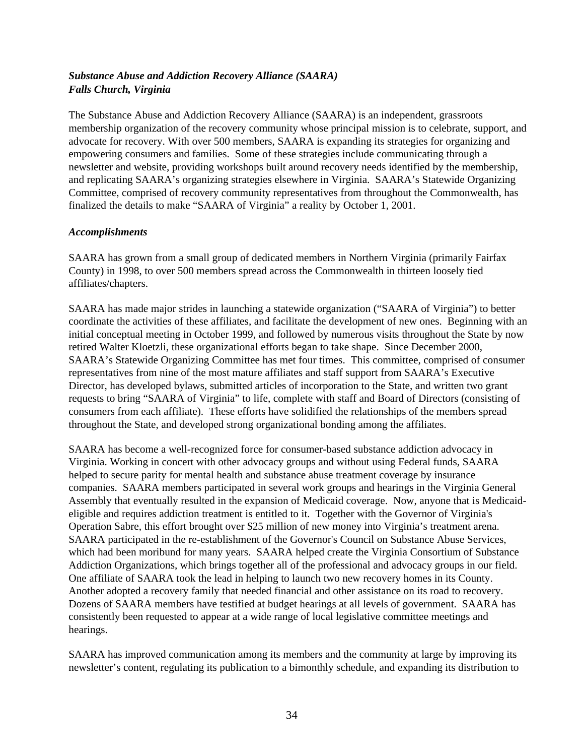***Substance Abuse and Addiction Recovery Alliance (SAARA)***
***Falls Church, Virginia***

The Substance Abuse and Addiction Recovery Alliance (SAARA) is an independent, grassroots membership organization of the recovery community whose principal mission is to celebrate, support, and advocate for recovery. With over 500 members, SAARA is expanding its strategies for organizing and empowering consumers and families. Some of these strategies include communicating through a newsletter and website, providing workshops built around recovery needs identified by the membership, and replicating SAARA's organizing strategies elsewhere in Virginia. SAARA's Statewide Organizing Committee, comprised of recovery community representatives from throughout the Commonwealth, has finalized the details to make "SAARA of Virginia" a reality by October 1, 2001.

***Accomplishments***

SAARA has grown from a small group of dedicated members in Northern Virginia (primarily Fairfax County) in 1998, to over 500 members spread across the Commonwealth in thirteen loosely tied affiliates/chapters.

SAARA has made major strides in launching a statewide organization ("SAARA of Virginia") to better coordinate the activities of these affiliates, and facilitate the development of new ones. Beginning with an initial conceptual meeting in October 1999, and followed by numerous visits throughout the State by now retired Walter Kloetzli, these organizational efforts began to take shape. Since December 2000, SAARA's Statewide Organizing Committee has met four times. This committee, comprised of consumer representatives from nine of the most mature affiliates and staff support from SAARA's Executive Director, has developed bylaws, submitted articles of incorporation to the State, and written two grant requests to bring "SAARA of Virginia" to life, complete with staff and Board of Directors (consisting of consumers from each affiliate). These efforts have solidified the relationships of the members spread throughout the State, and developed strong organizational bonding among the affiliates.

SAARA has become a well-recognized force for consumer-based substance addiction advocacy in Virginia. Working in concert with other advocacy groups and without using Federal funds, SAARA helped to secure parity for mental health and substance abuse treatment coverage by insurance companies. SAARA members participated in several work groups and hearings in the Virginia General Assembly that eventually resulted in the expansion of Medicaid coverage. Now, anyone that is Medicaid-eligible and requires addiction treatment is entitled to it. Together with the Governor of Virginia's Operation Sabre, this effort brought over $25 million of new money into Virginia's treatment arena. SAARA participated in the re-establishment of the Governor's Council on Substance Abuse Services, which had been moribund for many years. SAARA helped create the Virginia Consortium of Substance Addiction Organizations, which brings together all of the professional and advocacy groups in our field. One affiliate of SAARA took the lead in helping to launch two new recovery homes in its County. Another adopted a recovery family that needed financial and other assistance on its road to recovery. Dozens of SAARA members have testified at budget hearings at all levels of government. SAARA has consistently been requested to appear at a wide range of local legislative committee meetings and hearings.

SAARA has improved communication among its members and the community at large by improving its newsletter's content, regulating its publication to a bimonthly schedule, and expanding its distribution to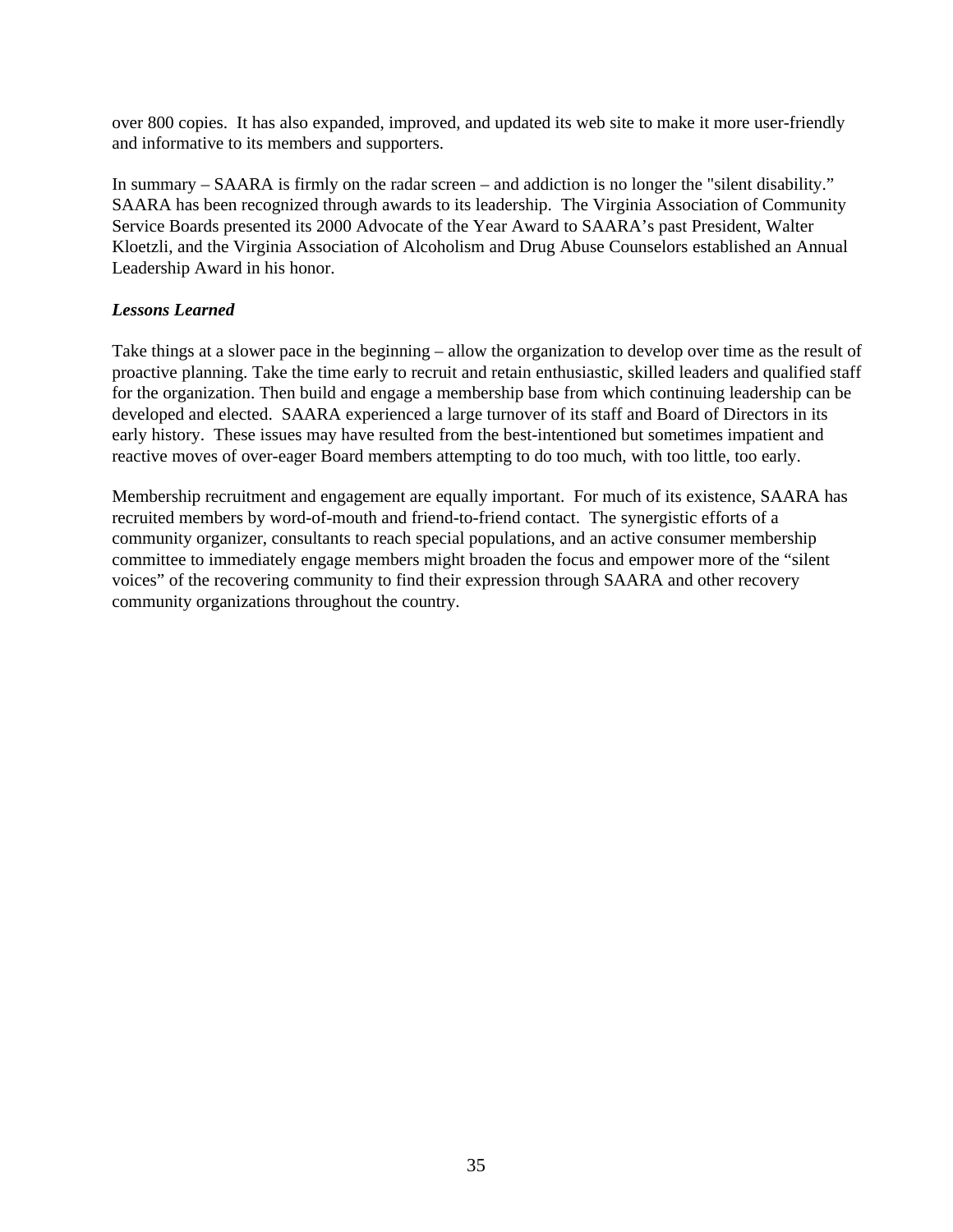over 800 copies.  It has also expanded, improved, and updated its web site to make it more user-friendly and informative to its members and supporters.

In summary – SAARA is firmly on the radar screen – and addiction is no longer the "silent disability." SAARA has been recognized through awards to its leadership.  The Virginia Association of Community Service Boards presented its 2000 Advocate of the Year Award to SAARA's past President, Walter Kloetzli, and the Virginia Association of Alcoholism and Drug Abuse Counselors established an Annual Leadership Award in his honor.

***Lessons Learned***

Take things at a slower pace in the beginning – allow the organization to develop over time as the result of proactive planning. Take the time early to recruit and retain enthusiastic, skilled leaders and qualified staff for the organization. Then build and engage a membership base from which continuing leadership can be developed and elected.  SAARA experienced a large turnover of its staff and Board of Directors in its early history.  These issues may have resulted from the best-intentioned but sometimes impatient and reactive moves of over-eager Board members attempting to do too much, with too little, too early.

Membership recruitment and engagement are equally important.  For much of its existence, SAARA has recruited members by word-of-mouth and friend-to-friend contact.  The synergistic efforts of a community organizer, consultants to reach special populations, and an active consumer membership committee to immediately engage members might broaden the focus and empower more of the "silent voices" of the recovering community to find their expression through SAARA and other recovery community organizations throughout the country.